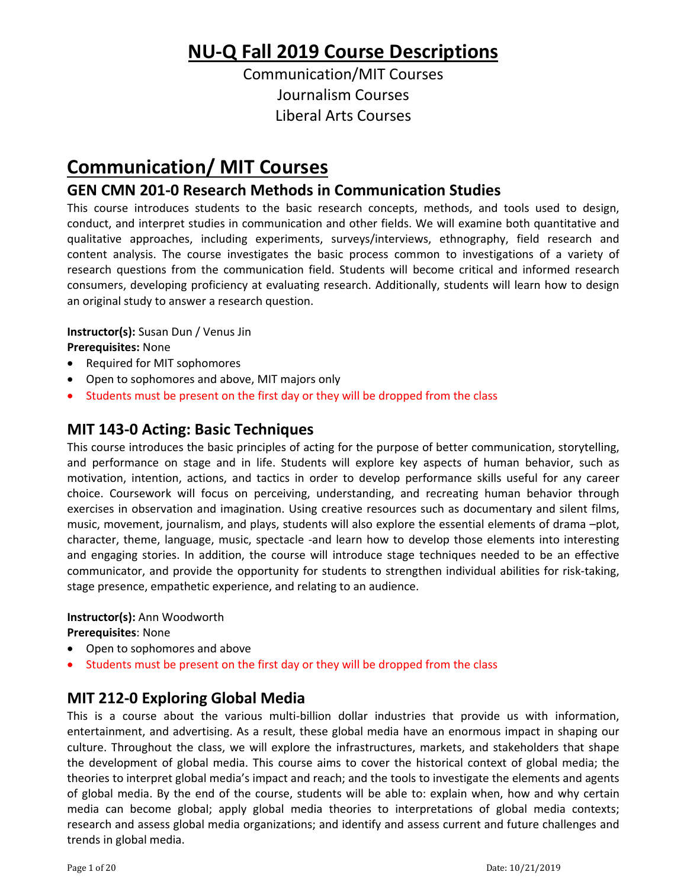# NU-Q Fall 2019 Course Descriptions

Communication/MIT Courses
Journalism Courses
Liberal Arts Courses

# Communication/ MIT Courses

## GEN CMN 201-0 Research Methods in Communication Studies

This course introduces students to the basic research concepts, methods, and tools used to design, conduct, and interpret studies in communication and other fields. We will examine both quantitative and qualitative approaches, including experiments, surveys/interviews, ethnography, field research and content analysis. The course investigates the basic process common to investigations of a variety of research questions from the communication field. Students will become critical and informed research consumers, developing proficiency at evaluating research. Additionally, students will learn how to design an original study to answer a research question.

**Instructor(s):** Susan Dun / Venus Jin
**Prerequisites:** None

- Required for MIT sophomores
- Open to sophomores and above, MIT majors only
- Students must be present on the first day or they will be dropped from the class

## MIT 143-0 Acting: Basic Techniques

This course introduces the basic principles of acting for the purpose of better communication, storytelling, and performance on stage and in life. Students will explore key aspects of human behavior, such as motivation, intention, actions, and tactics in order to develop performance skills useful for any career choice. Coursework will focus on perceiving, understanding, and recreating human behavior through exercises in observation and imagination. Using creative resources such as documentary and silent films, music, movement, journalism, and plays, students will also explore the essential elements of drama –plot, character, theme, language, music, spectacle -and learn how to develop those elements into interesting and engaging stories. In addition, the course will introduce stage techniques needed to be an effective communicator, and provide the opportunity for students to strengthen individual abilities for risk-taking, stage presence, empathetic experience, and relating to an audience.

**Instructor(s):** Ann Woodworth
**Prerequisites**: None

- Open to sophomores and above
- Students must be present on the first day or they will be dropped from the class

## MIT 212-0 Exploring Global Media

This is a course about the various multi-billion dollar industries that provide us with information, entertainment, and advertising. As a result, these global media have an enormous impact in shaping our culture. Throughout the class, we will explore the infrastructures, markets, and stakeholders that shape the development of global media. This course aims to cover the historical context of global media; the theories to interpret global media's impact and reach; and the tools to investigate the elements and agents of global media. By the end of the course, students will be able to: explain when, how and why certain media can become global; apply global media theories to interpretations of global media contexts; research and assess global media organizations; and identify and assess current and future challenges and trends in global media.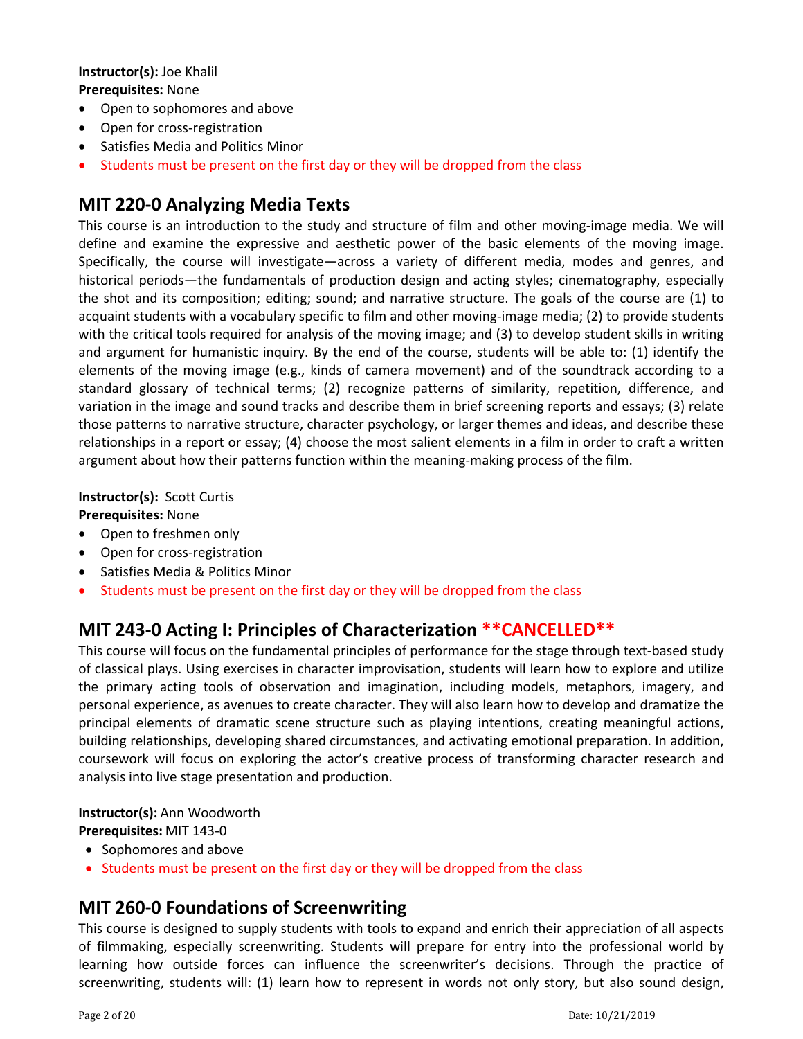**Instructor(s):** Joe Khalil
**Prerequisites:** None

- Open to sophomores and above
- Open for cross-registration
- Satisfies Media and Politics Minor
- Students must be present on the first day or they will be dropped from the class

## MIT 220-0 Analyzing Media Texts

This course is an introduction to the study and structure of film and other moving-image media. We will define and examine the expressive and aesthetic power of the basic elements of the moving image. Specifically, the course will investigate—across a variety of different media, modes and genres, and historical periods—the fundamentals of production design and acting styles; cinematography, especially the shot and its composition; editing; sound; and narrative structure. The goals of the course are (1) to acquaint students with a vocabulary specific to film and other moving-image media; (2) to provide students with the critical tools required for analysis of the moving image; and (3) to develop student skills in writing and argument for humanistic inquiry. By the end of the course, students will be able to: (1) identify the elements of the moving image (e.g., kinds of camera movement) and of the soundtrack according to a standard glossary of technical terms; (2) recognize patterns of similarity, repetition, difference, and variation in the image and sound tracks and describe them in brief screening reports and essays; (3) relate those patterns to narrative structure, character psychology, or larger themes and ideas, and describe these relationships in a report or essay; (4) choose the most salient elements in a film in order to craft a written argument about how their patterns function within the meaning-making process of the film.

**Instructor(s):** Scott Curtis
**Prerequisites:** None

- Open to freshmen only
- Open for cross-registration
- Satisfies Media & Politics Minor
- Students must be present on the first day or they will be dropped from the class

## MIT 243-0 Acting I: Principles of Characterization **CANCELLED**

This course will focus on the fundamental principles of performance for the stage through text-based study of classical plays. Using exercises in character improvisation, students will learn how to explore and utilize the primary acting tools of observation and imagination, including models, metaphors, imagery, and personal experience, as avenues to create character. They will also learn how to develop and dramatize the principal elements of dramatic scene structure such as playing intentions, creating meaningful actions, building relationships, developing shared circumstances, and activating emotional preparation. In addition, coursework will focus on exploring the actor's creative process of transforming character research and analysis into live stage presentation and production.

**Instructor(s):** Ann Woodworth
**Prerequisites:** MIT 143-0

- Sophomores and above
- Students must be present on the first day or they will be dropped from the class

## MIT 260-0 Foundations of Screenwriting

This course is designed to supply students with tools to expand and enrich their appreciation of all aspects of filmmaking, especially screenwriting. Students will prepare for entry into the professional world by learning how outside forces can influence the screenwriter's decisions. Through the practice of screenwriting, students will: (1) learn how to represent in words not only story, but also sound design,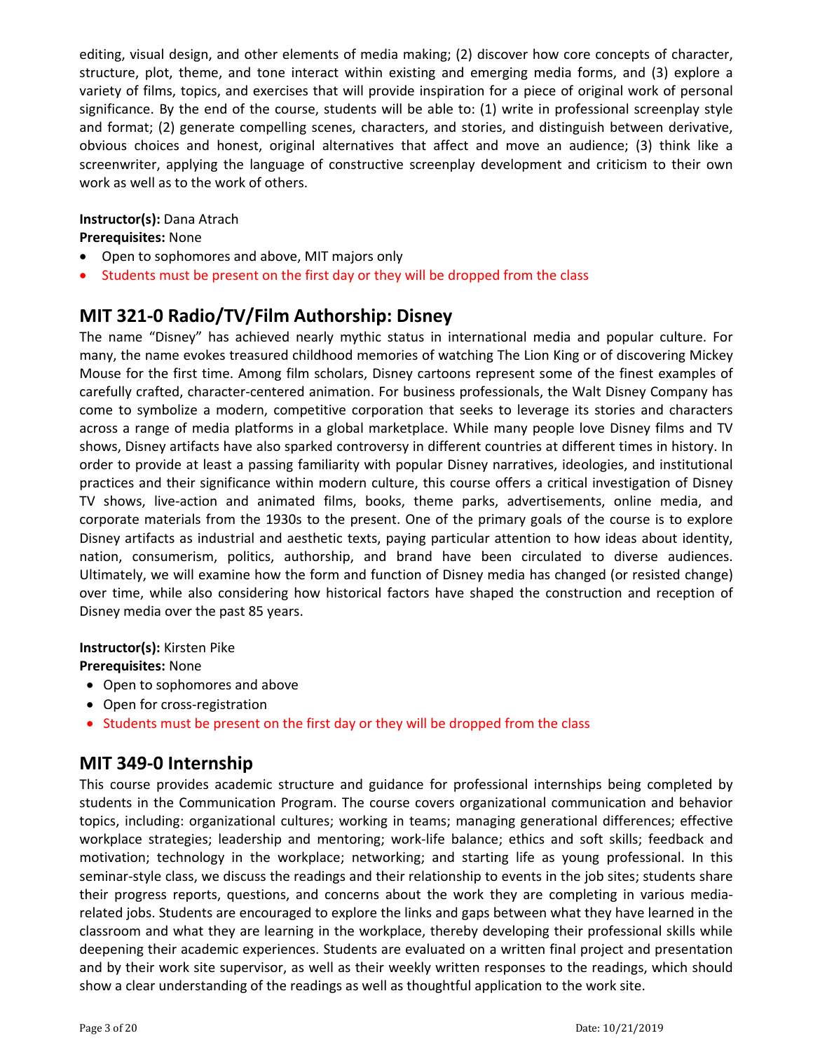editing, visual design, and other elements of media making; (2) discover how core concepts of character, structure, plot, theme, and tone interact within existing and emerging media forms, and (3) explore a variety of films, topics, and exercises that will provide inspiration for a piece of original work of personal significance. By the end of the course, students will be able to: (1) write in professional screenplay style and format; (2) generate compelling scenes, characters, and stories, and distinguish between derivative, obvious choices and honest, original alternatives that affect and move an audience; (3) think like a screenwriter, applying the language of constructive screenplay development and criticism to their own work as well as to the work of others.

**Instructor(s):** Dana Atrach
**Prerequisites:** None

- Open to sophomores and above, MIT majors only
- Students must be present on the first day or they will be dropped from the class

## MIT 321-0 Radio/TV/Film Authorship: Disney

The name "Disney" has achieved nearly mythic status in international media and popular culture. For many, the name evokes treasured childhood memories of watching The Lion King or of discovering Mickey Mouse for the first time. Among film scholars, Disney cartoons represent some of the finest examples of carefully crafted, character-centered animation. For business professionals, the Walt Disney Company has come to symbolize a modern, competitive corporation that seeks to leverage its stories and characters across a range of media platforms in a global marketplace. While many people love Disney films and TV shows, Disney artifacts have also sparked controversy in different countries at different times in history. In order to provide at least a passing familiarity with popular Disney narratives, ideologies, and institutional practices and their significance within modern culture, this course offers a critical investigation of Disney TV shows, live-action and animated films, books, theme parks, advertisements, online media, and corporate materials from the 1930s to the present. One of the primary goals of the course is to explore Disney artifacts as industrial and aesthetic texts, paying particular attention to how ideas about identity, nation, consumerism, politics, authorship, and brand have been circulated to diverse audiences. Ultimately, we will examine how the form and function of Disney media has changed (or resisted change) over time, while also considering how historical factors have shaped the construction and reception of Disney media over the past 85 years.

**Instructor(s):** Kirsten Pike
**Prerequisites:** None

- Open to sophomores and above
- Open for cross-registration
- Students must be present on the first day or they will be dropped from the class

## MIT 349-0 Internship

This course provides academic structure and guidance for professional internships being completed by students in the Communication Program. The course covers organizational communication and behavior topics, including: organizational cultures; working in teams; managing generational differences; effective workplace strategies; leadership and mentoring; work-life balance; ethics and soft skills; feedback and motivation; technology in the workplace; networking; and starting life as young professional. In this seminar-style class, we discuss the readings and their relationship to events in the job sites; students share their progress reports, questions, and concerns about the work they are completing in various media-related jobs. Students are encouraged to explore the links and gaps between what they have learned in the classroom and what they are learning in the workplace, thereby developing their professional skills while deepening their academic experiences. Students are evaluated on a written final project and presentation and by their work site supervisor, as well as their weekly written responses to the readings, which should show a clear understanding of the readings as well as thoughtful application to the work site.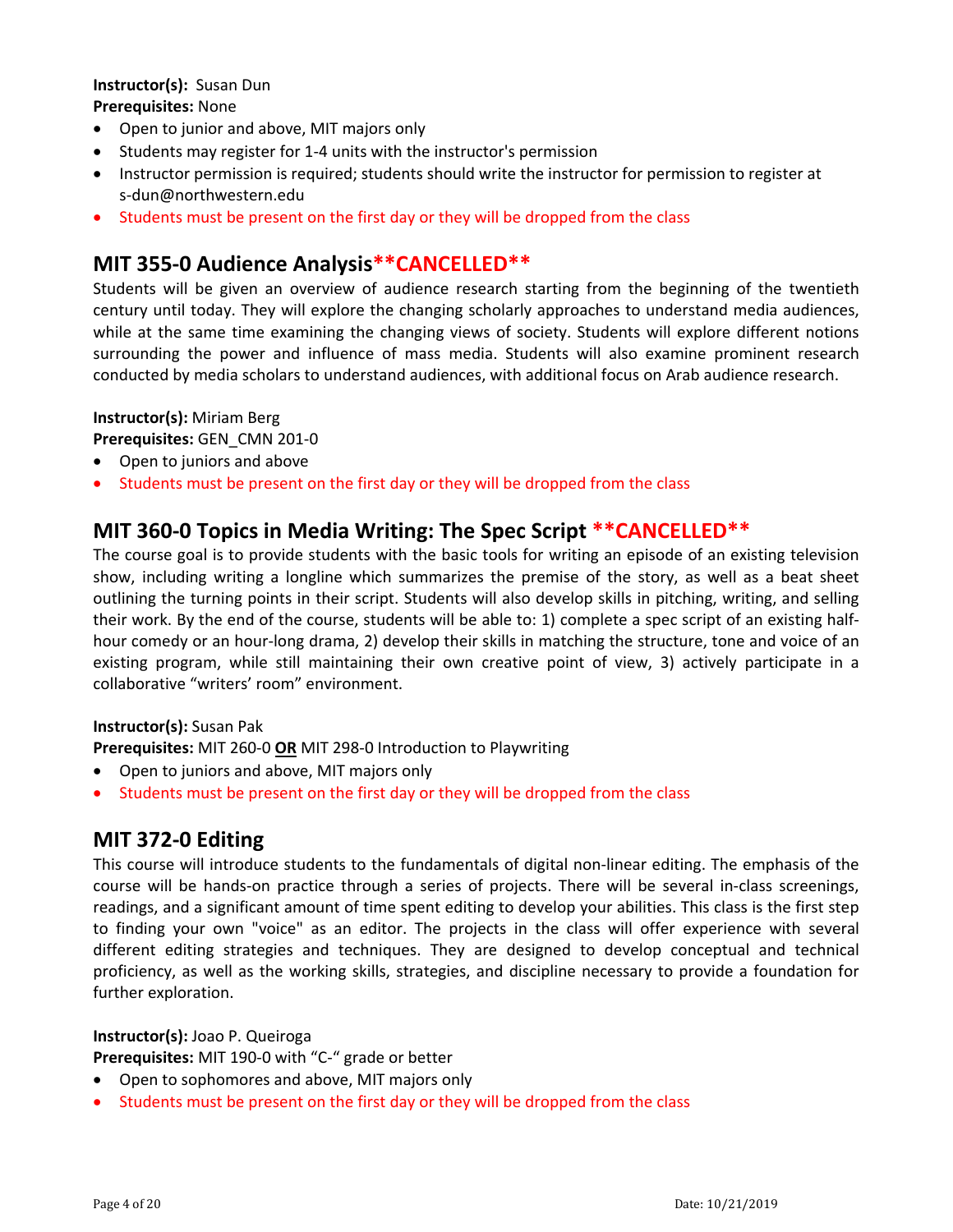**Instructor(s):** Susan Dun
**Prerequisites:** None

- Open to junior and above, MIT majors only
- Students may register for 1-4 units with the instructor's permission
- Instructor permission is required; students should write the instructor for permission to register at s-dun@northwestern.edu
- Students must be present on the first day or they will be dropped from the class

## MIT 355-0 Audience Analysis**CANCELLED**

Students will be given an overview of audience research starting from the beginning of the twentieth century until today. They will explore the changing scholarly approaches to understand media audiences, while at the same time examining the changing views of society. Students will explore different notions surrounding the power and influence of mass media. Students will also examine prominent research conducted by media scholars to understand audiences, with additional focus on Arab audience research.

**Instructor(s):** Miriam Berg
**Prerequisites:** GEN_CMN 201-0

- Open to juniors and above
- Students must be present on the first day or they will be dropped from the class

## MIT 360-0 Topics in Media Writing: The Spec Script **CANCELLED**

The course goal is to provide students with the basic tools for writing an episode of an existing television show, including writing a longline which summarizes the premise of the story, as well as a beat sheet outlining the turning points in their script. Students will also develop skills in pitching, writing, and selling their work. By the end of the course, students will be able to: 1) complete a spec script of an existing half-hour comedy or an hour-long drama, 2) develop their skills in matching the structure, tone and voice of an existing program, while still maintaining their own creative point of view, 3) actively participate in a collaborative "writers' room" environment.

**Instructor(s):** Susan Pak
**Prerequisites:** MIT 260-0 **OR** MIT 298-0 Introduction to Playwriting

- Open to juniors and above, MIT majors only
- Students must be present on the first day or they will be dropped from the class

## MIT 372-0 Editing

This course will introduce students to the fundamentals of digital non-linear editing. The emphasis of the course will be hands-on practice through a series of projects. There will be several in-class screenings, readings, and a significant amount of time spent editing to develop your abilities. This class is the first step to finding your own "voice" as an editor. The projects in the class will offer experience with several different editing strategies and techniques. They are designed to develop conceptual and technical proficiency, as well as the working skills, strategies, and discipline necessary to provide a foundation for further exploration.

**Instructor(s):** Joao P. Queiroga
**Prerequisites:** MIT 190-0 with "C-" grade or better

- Open to sophomores and above, MIT majors only
- Students must be present on the first day or they will be dropped from the class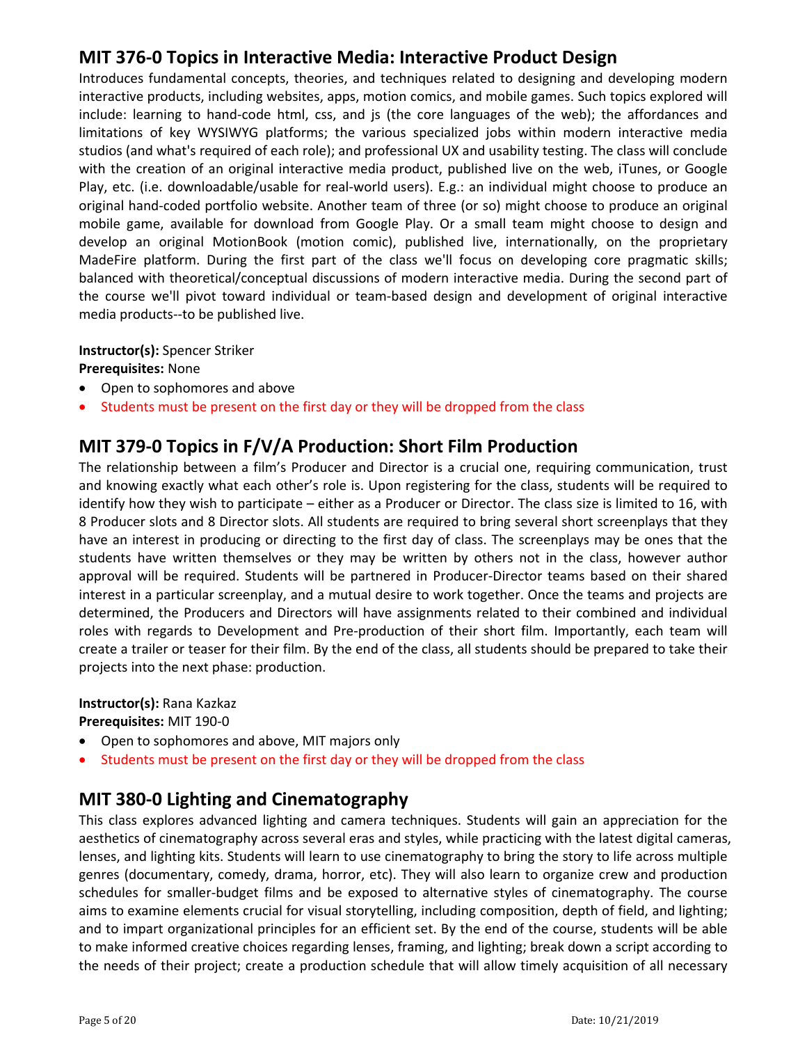## MIT 376-0 Topics in Interactive Media: Interactive Product Design

Introduces fundamental concepts, theories, and techniques related to designing and developing modern interactive products, including websites, apps, motion comics, and mobile games. Such topics explored will include: learning to hand-code html, css, and js (the core languages of the web); the affordances and limitations of key WYSIWYG platforms; the various specialized jobs within modern interactive media studios (and what's required of each role); and professional UX and usability testing. The class will conclude with the creation of an original interactive media product, published live on the web, iTunes, or Google Play, etc. (i.e. downloadable/usable for real-world users). E.g.: an individual might choose to produce an original hand-coded portfolio website. Another team of three (or so) might choose to produce an original mobile game, available for download from Google Play. Or a small team might choose to design and develop an original MotionBook (motion comic), published live, internationally, on the proprietary MadeFire platform. During the first part of the class we'll focus on developing core pragmatic skills; balanced with theoretical/conceptual discussions of modern interactive media. During the second part of the course we'll pivot toward individual or team-based design and development of original interactive media products--to be published live.

**Instructor(s):** Spencer Striker
**Prerequisites:** None

- Open to sophomores and above
- Students must be present on the first day or they will be dropped from the class

## MIT 379-0 Topics in F/V/A Production: Short Film Production

The relationship between a film's Producer and Director is a crucial one, requiring communication, trust and knowing exactly what each other's role is. Upon registering for the class, students will be required to identify how they wish to participate – either as a Producer or Director. The class size is limited to 16, with 8 Producer slots and 8 Director slots. All students are required to bring several short screenplays that they have an interest in producing or directing to the first day of class. The screenplays may be ones that the students have written themselves or they may be written by others not in the class, however author approval will be required. Students will be partnered in Producer-Director teams based on their shared interest in a particular screenplay, and a mutual desire to work together. Once the teams and projects are determined, the Producers and Directors will have assignments related to their combined and individual roles with regards to Development and Pre-production of their short film. Importantly, each team will create a trailer or teaser for their film. By the end of the class, all students should be prepared to take their projects into the next phase: production.

**Instructor(s):** Rana Kazkaz
**Prerequisites:** MIT 190-0

- Open to sophomores and above, MIT majors only
- Students must be present on the first day or they will be dropped from the class

## MIT 380-0 Lighting and Cinematography

This class explores advanced lighting and camera techniques. Students will gain an appreciation for the aesthetics of cinematography across several eras and styles, while practicing with the latest digital cameras, lenses, and lighting kits. Students will learn to use cinematography to bring the story to life across multiple genres (documentary, comedy, drama, horror, etc). They will also learn to organize crew and production schedules for smaller-budget films and be exposed to alternative styles of cinematography. The course aims to examine elements crucial for visual storytelling, including composition, depth of field, and lighting; and to impart organizational principles for an efficient set. By the end of the course, students will be able to make informed creative choices regarding lenses, framing, and lighting; break down a script according to the needs of their project; create a production schedule that will allow timely acquisition of all necessary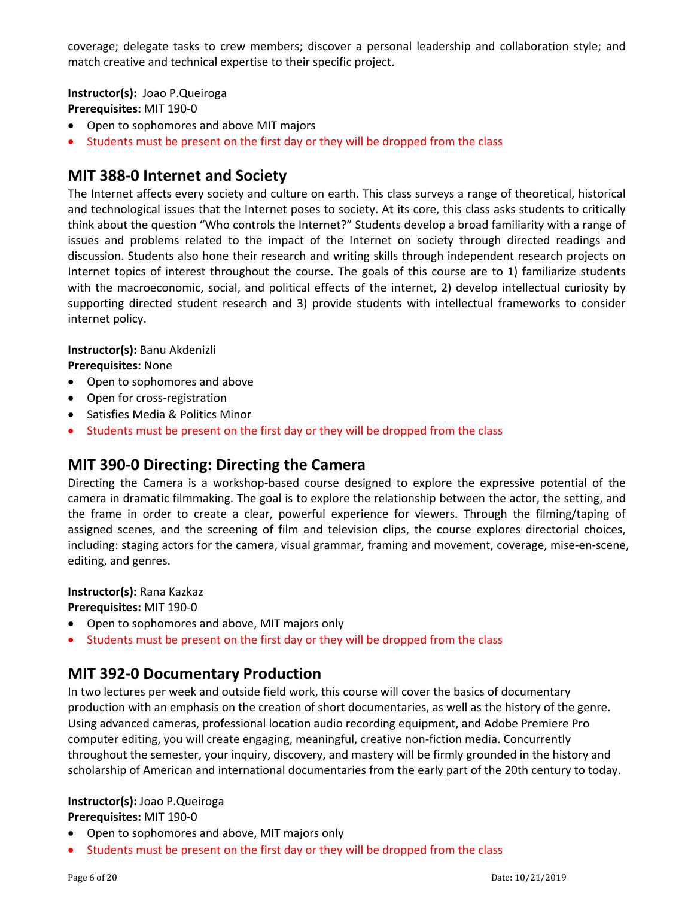coverage; delegate tasks to crew members; discover a personal leadership and collaboration style; and match creative and technical expertise to their specific project.

**Instructor(s):** Joao P.Queiroga
**Prerequisites:** MIT 190-0

- Open to sophomores and above MIT majors
- Students must be present on the first day or they will be dropped from the class

## MIT 388-0 Internet and Society

The Internet affects every society and culture on earth. This class surveys a range of theoretical, historical and technological issues that the Internet poses to society. At its core, this class asks students to critically think about the question "Who controls the Internet?" Students develop a broad familiarity with a range of issues and problems related to the impact of the Internet on society through directed readings and discussion. Students also hone their research and writing skills through independent research projects on Internet topics of interest throughout the course. The goals of this course are to 1) familiarize students with the macroeconomic, social, and political effects of the internet, 2) develop intellectual curiosity by supporting directed student research and 3) provide students with intellectual frameworks to consider internet policy.

**Instructor(s):** Banu Akdenizli
**Prerequisites:** None

- Open to sophomores and above
- Open for cross-registration
- Satisfies Media & Politics Minor
- Students must be present on the first day or they will be dropped from the class

## MIT 390-0 Directing: Directing the Camera

Directing the Camera is a workshop-based course designed to explore the expressive potential of the camera in dramatic filmmaking. The goal is to explore the relationship between the actor, the setting, and the frame in order to create a clear, powerful experience for viewers. Through the filming/taping of assigned scenes, and the screening of film and television clips, the course explores directorial choices, including: staging actors for the camera, visual grammar, framing and movement, coverage, mise-en-scene, editing, and genres.

**Instructor(s):** Rana Kazkaz
**Prerequisites:** MIT 190-0

- Open to sophomores and above, MIT majors only
- Students must be present on the first day or they will be dropped from the class

## MIT 392-0 Documentary Production

In two lectures per week and outside field work, this course will cover the basics of documentary production with an emphasis on the creation of short documentaries, as well as the history of the genre. Using advanced cameras, professional location audio recording equipment, and Adobe Premiere Pro computer editing, you will create engaging, meaningful, creative non-fiction media. Concurrently throughout the semester, your inquiry, discovery, and mastery will be firmly grounded in the history and scholarship of American and international documentaries from the early part of the 20th century to today.

**Instructor(s):** Joao P.Queiroga
**Prerequisites:** MIT 190-0

- Open to sophomores and above, MIT majors only
- Students must be present on the first day or they will be dropped from the class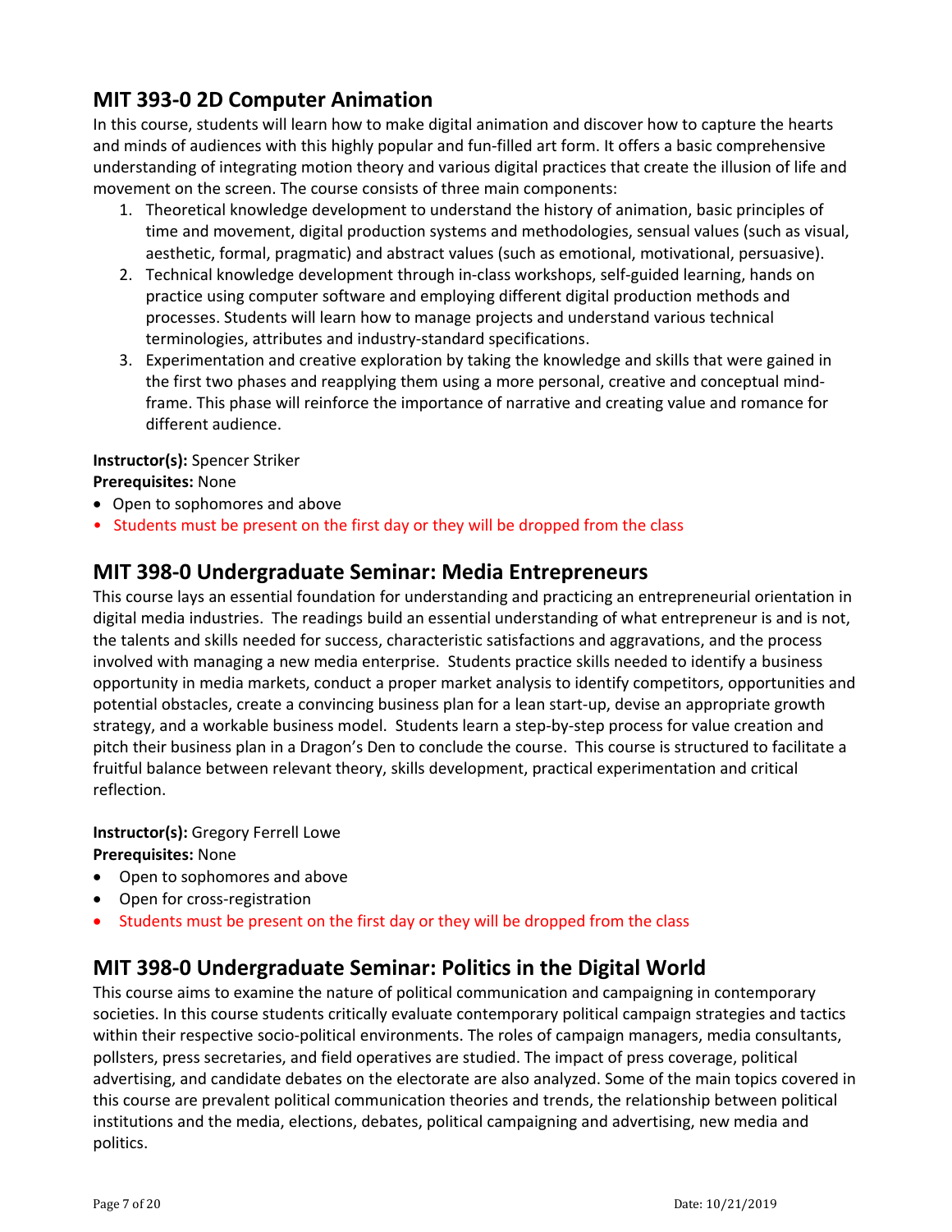## MIT 393-0 2D Computer Animation

In this course, students will learn how to make digital animation and discover how to capture the hearts and minds of audiences with this highly popular and fun-filled art form. It offers a basic comprehensive understanding of integrating motion theory and various digital practices that create the illusion of life and movement on the screen. The course consists of three main components:

1. Theoretical knowledge development to understand the history of animation, basic principles of time and movement, digital production systems and methodologies, sensual values (such as visual, aesthetic, formal, pragmatic) and abstract values (such as emotional, motivational, persuasive).
2. Technical knowledge development through in-class workshops, self-guided learning, hands on practice using computer software and employing different digital production methods and processes. Students will learn how to manage projects and understand various technical terminologies, attributes and industry-standard specifications.
3. Experimentation and creative exploration by taking the knowledge and skills that were gained in the first two phases and reapplying them using a more personal, creative and conceptual mind-frame. This phase will reinforce the importance of narrative and creating value and romance for different audience.

**Instructor(s):** Spencer Striker
**Prerequisites:** None

- Open to sophomores and above
- Students must be present on the first day or they will be dropped from the class

## MIT 398-0 Undergraduate Seminar: Media Entrepreneurs

This course lays an essential foundation for understanding and practicing an entrepreneurial orientation in digital media industries. The readings build an essential understanding of what entrepreneur is and is not, the talents and skills needed for success, characteristic satisfactions and aggravations, and the process involved with managing a new media enterprise. Students practice skills needed to identify a business opportunity in media markets, conduct a proper market analysis to identify competitors, opportunities and potential obstacles, create a convincing business plan for a lean start-up, devise an appropriate growth strategy, and a workable business model. Students learn a step-by-step process for value creation and pitch their business plan in a Dragon's Den to conclude the course. This course is structured to facilitate a fruitful balance between relevant theory, skills development, practical experimentation and critical reflection.

**Instructor(s):** Gregory Ferrell Lowe
**Prerequisites:** None

- Open to sophomores and above
- Open for cross-registration
- Students must be present on the first day or they will be dropped from the class

## MIT 398-0 Undergraduate Seminar: Politics in the Digital World

This course aims to examine the nature of political communication and campaigning in contemporary societies. In this course students critically evaluate contemporary political campaign strategies and tactics within their respective socio-political environments. The roles of campaign managers, media consultants, pollsters, press secretaries, and field operatives are studied. The impact of press coverage, political advertising, and candidate debates on the electorate are also analyzed. Some of the main topics covered in this course are prevalent political communication theories and trends, the relationship between political institutions and the media, elections, debates, political campaigning and advertising, new media and politics.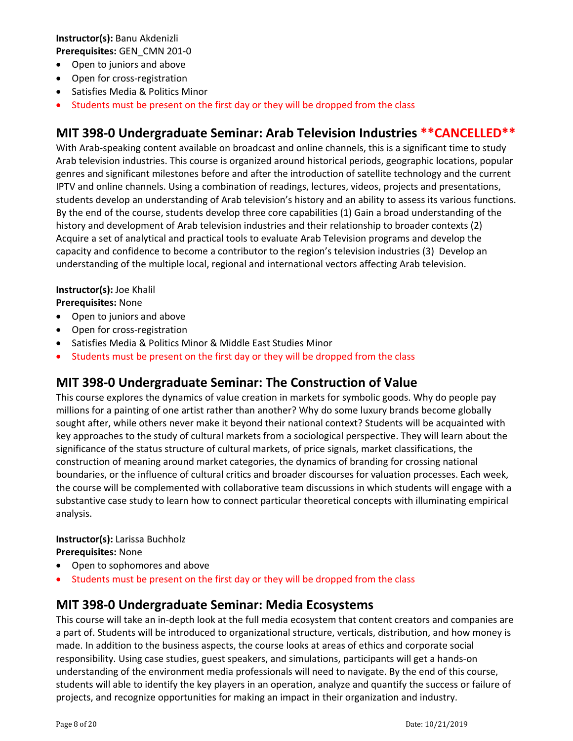**Instructor(s):** Banu Akdenizli
**Prerequisites:** GEN_CMN 201-0

- Open to juniors and above
- Open for cross-registration
- Satisfies Media & Politics Minor
- Students must be present on the first day or they will be dropped from the class

## MIT 398-0 Undergraduate Seminar: Arab Television Industries **CANCELLED**

With Arab-speaking content available on broadcast and online channels, this is a significant time to study Arab television industries. This course is organized around historical periods, geographic locations, popular genres and significant milestones before and after the introduction of satellite technology and the current IPTV and online channels. Using a combination of readings, lectures, videos, projects and presentations, students develop an understanding of Arab television's history and an ability to assess its various functions. By the end of the course, students develop three core capabilities (1) Gain a broad understanding of the history and development of Arab television industries and their relationship to broader contexts (2) Acquire a set of analytical and practical tools to evaluate Arab Television programs and develop the capacity and confidence to become a contributor to the region's television industries (3) Develop an understanding of the multiple local, regional and international vectors affecting Arab television.

**Instructor(s):** Joe Khalil
**Prerequisites:** None

- Open to juniors and above
- Open for cross-registration
- Satisfies Media & Politics Minor & Middle East Studies Minor
- Students must be present on the first day or they will be dropped from the class

## MIT 398-0 Undergraduate Seminar: The Construction of Value

This course explores the dynamics of value creation in markets for symbolic goods. Why do people pay millions for a painting of one artist rather than another? Why do some luxury brands become globally sought after, while others never make it beyond their national context? Students will be acquainted with key approaches to the study of cultural markets from a sociological perspective. They will learn about the significance of the status structure of cultural markets, of price signals, market classifications, the construction of meaning around market categories, the dynamics of branding for crossing national boundaries, or the influence of cultural critics and broader discourses for valuation processes. Each week, the course will be complemented with collaborative team discussions in which students will engage with a substantive case study to learn how to connect particular theoretical concepts with illuminating empirical analysis.

**Instructor(s):** Larissa Buchholz
**Prerequisites:** None

- Open to sophomores and above
- Students must be present on the first day or they will be dropped from the class

## MIT 398-0 Undergraduate Seminar: Media Ecosystems

This course will take an in-depth look at the full media ecosystem that content creators and companies are a part of. Students will be introduced to organizational structure, verticals, distribution, and how money is made. In addition to the business aspects, the course looks at areas of ethics and corporate social responsibility. Using case studies, guest speakers, and simulations, participants will get a hands-on understanding of the environment media professionals will need to navigate. By the end of this course, students will able to identify the key players in an operation, analyze and quantify the success or failure of projects, and recognize opportunities for making an impact in their organization and industry.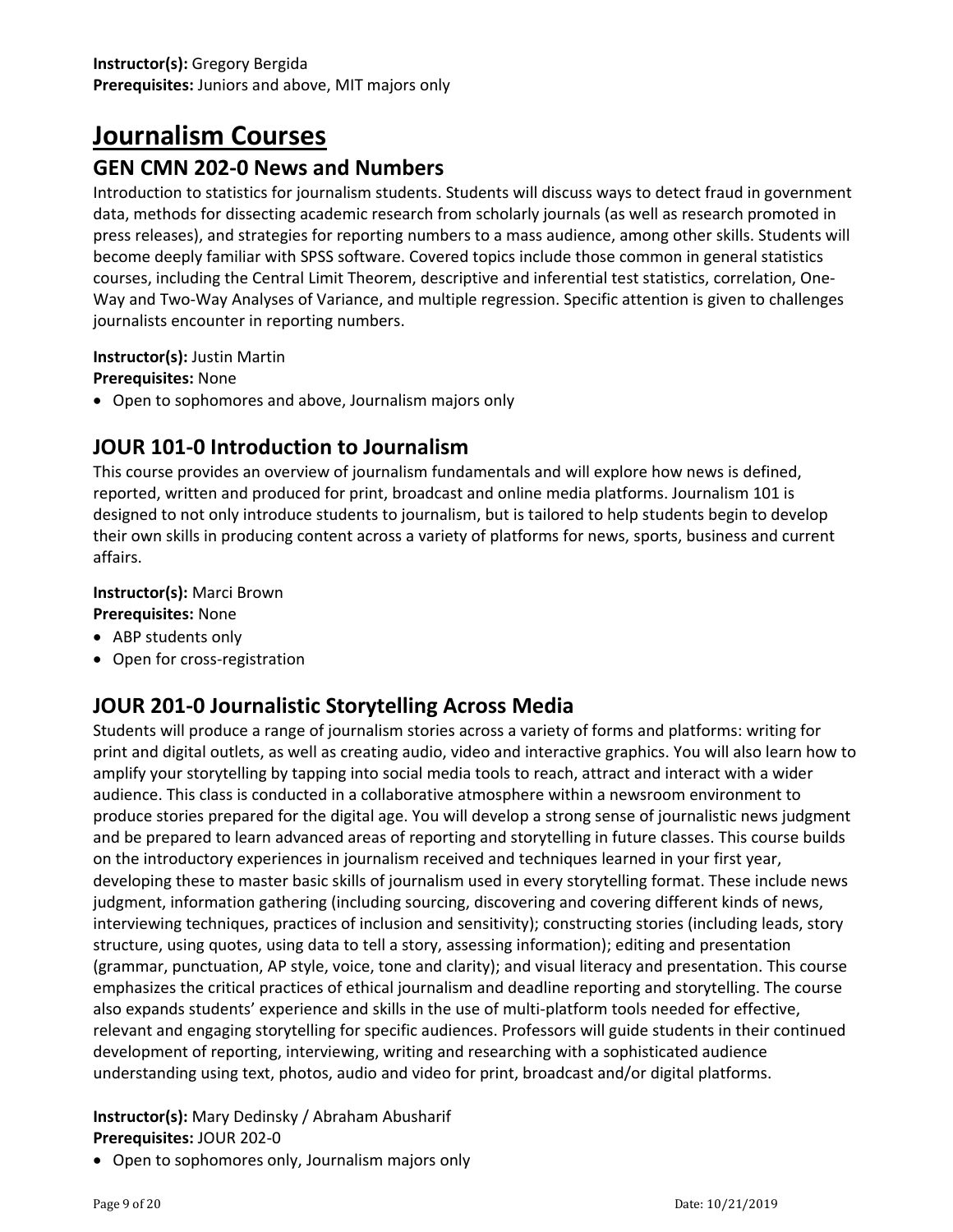**Instructor(s):** Gregory Bergida
**Prerequisites:** Juniors and above, MIT majors only

# Journalism Courses

## GEN CMN 202-0 News and Numbers

Introduction to statistics for journalism students. Students will discuss ways to detect fraud in government data, methods for dissecting academic research from scholarly journals (as well as research promoted in press releases), and strategies for reporting numbers to a mass audience, among other skills. Students will become deeply familiar with SPSS software. Covered topics include those common in general statistics courses, including the Central Limit Theorem, descriptive and inferential test statistics, correlation, One-Way and Two-Way Analyses of Variance, and multiple regression. Specific attention is given to challenges journalists encounter in reporting numbers.

**Instructor(s):** Justin Martin
**Prerequisites:** None

- Open to sophomores and above, Journalism majors only

## JOUR 101-0 Introduction to Journalism

This course provides an overview of journalism fundamentals and will explore how news is defined, reported, written and produced for print, broadcast and online media platforms. Journalism 101 is designed to not only introduce students to journalism, but is tailored to help students begin to develop their own skills in producing content across a variety of platforms for news, sports, business and current affairs.

**Instructor(s):** Marci Brown
**Prerequisites:** None

- ABP students only
- Open for cross-registration

## JOUR 201-0 Journalistic Storytelling Across Media

Students will produce a range of journalism stories across a variety of forms and platforms: writing for print and digital outlets, as well as creating audio, video and interactive graphics. You will also learn how to amplify your storytelling by tapping into social media tools to reach, attract and interact with a wider audience. This class is conducted in a collaborative atmosphere within a newsroom environment to produce stories prepared for the digital age. You will develop a strong sense of journalistic news judgment and be prepared to learn advanced areas of reporting and storytelling in future classes. This course builds on the introductory experiences in journalism received and techniques learned in your first year, developing these to master basic skills of journalism used in every storytelling format. These include news judgment, information gathering (including sourcing, discovering and covering different kinds of news, interviewing techniques, practices of inclusion and sensitivity); constructing stories (including leads, story structure, using quotes, using data to tell a story, assessing information); editing and presentation (grammar, punctuation, AP style, voice, tone and clarity); and visual literacy and presentation. This course emphasizes the critical practices of ethical journalism and deadline reporting and storytelling. The course also expands students' experience and skills in the use of multi-platform tools needed for effective, relevant and engaging storytelling for specific audiences. Professors will guide students in their continued development of reporting, interviewing, writing and researching with a sophisticated audience understanding using text, photos, audio and video for print, broadcast and/or digital platforms.

**Instructor(s):** Mary Dedinsky / Abraham Abusharif
**Prerequisites:** JOUR 202-0

- Open to sophomores only, Journalism majors only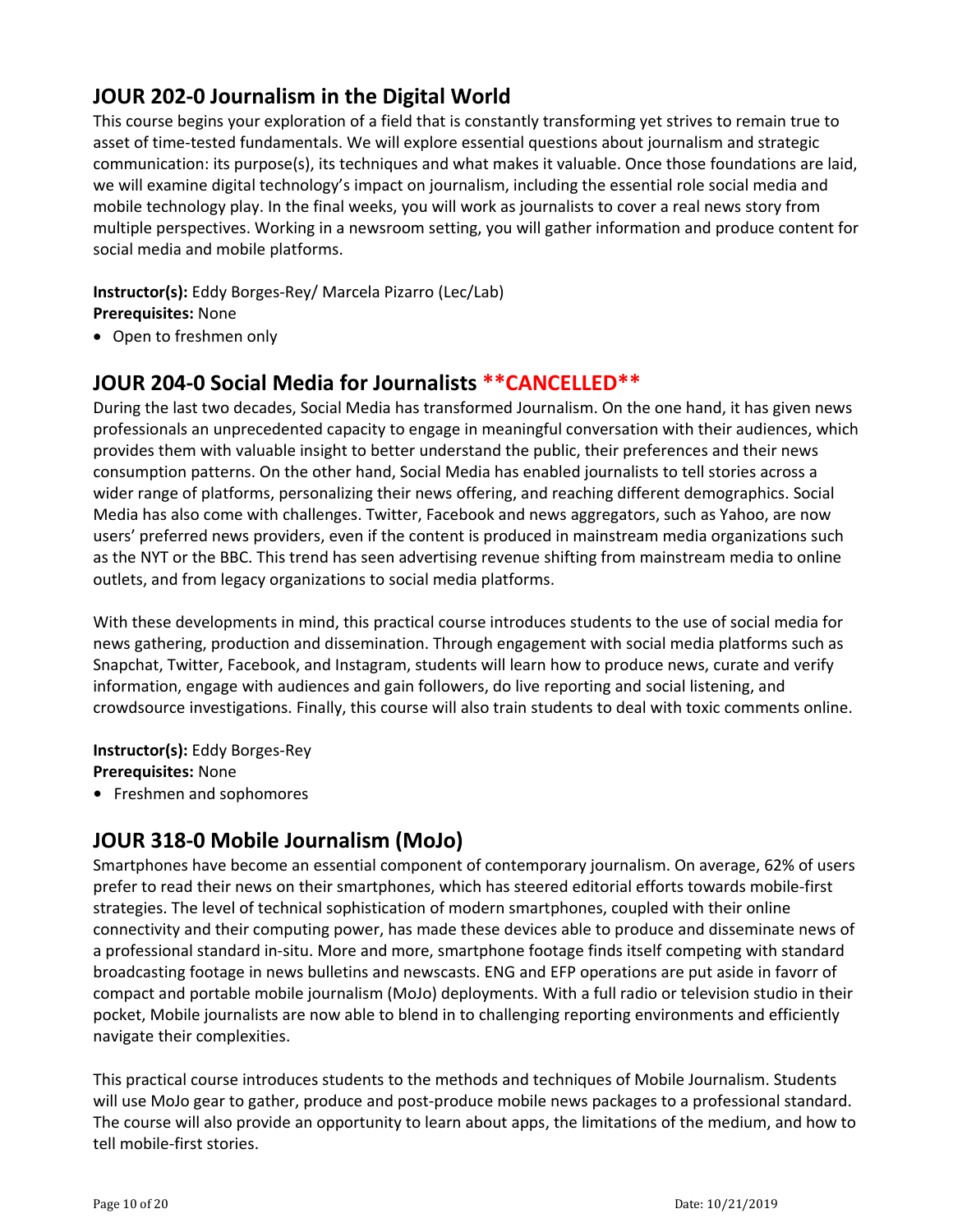## JOUR 202-0 Journalism in the Digital World

This course begins your exploration of a field that is constantly transforming yet strives to remain true to asset of time-tested fundamentals. We will explore essential questions about journalism and strategic communication: its purpose(s), its techniques and what makes it valuable. Once those foundations are laid, we will examine digital technology's impact on journalism, including the essential role social media and mobile technology play. In the final weeks, you will work as journalists to cover a real news story from multiple perspectives. Working in a newsroom setting, you will gather information and produce content for social media and mobile platforms.

**Instructor(s):** Eddy Borges-Rey/ Marcela Pizarro (Lec/Lab)
**Prerequisites:** None

- Open to freshmen only

## JOUR 204-0 Social Media for Journalists **CANCELLED**

During the last two decades, Social Media has transformed Journalism. On the one hand, it has given news professionals an unprecedented capacity to engage in meaningful conversation with their audiences, which provides them with valuable insight to better understand the public, their preferences and their news consumption patterns. On the other hand, Social Media has enabled journalists to tell stories across a wider range of platforms, personalizing their news offering, and reaching different demographics. Social Media has also come with challenges. Twitter, Facebook and news aggregators, such as Yahoo, are now users' preferred news providers, even if the content is produced in mainstream media organizations such as the NYT or the BBC. This trend has seen advertising revenue shifting from mainstream media to online outlets, and from legacy organizations to social media platforms.

With these developments in mind, this practical course introduces students to the use of social media for news gathering, production and dissemination. Through engagement with social media platforms such as Snapchat, Twitter, Facebook, and Instagram, students will learn how to produce news, curate and verify information, engage with audiences and gain followers, do live reporting and social listening, and crowdsource investigations. Finally, this course will also train students to deal with toxic comments online.

**Instructor(s):** Eddy Borges-Rey
**Prerequisites:** None

- Freshmen and sophomores

## JOUR 318-0 Mobile Journalism (MoJo)

Smartphones have become an essential component of contemporary journalism. On average, 62% of users prefer to read their news on their smartphones, which has steered editorial efforts towards mobile-first strategies. The level of technical sophistication of modern smartphones, coupled with their online connectivity and their computing power, has made these devices able to produce and disseminate news of a professional standard in-situ. More and more, smartphone footage finds itself competing with standard broadcasting footage in news bulletins and newscasts. ENG and EFP operations are put aside in favorr of compact and portable mobile journalism (MoJo) deployments. With a full radio or television studio in their pocket, Mobile journalists are now able to blend in to challenging reporting environments and efficiently navigate their complexities.

This practical course introduces students to the methods and techniques of Mobile Journalism. Students will use MoJo gear to gather, produce and post-produce mobile news packages to a professional standard. The course will also provide an opportunity to learn about apps, the limitations of the medium, and how to tell mobile-first stories.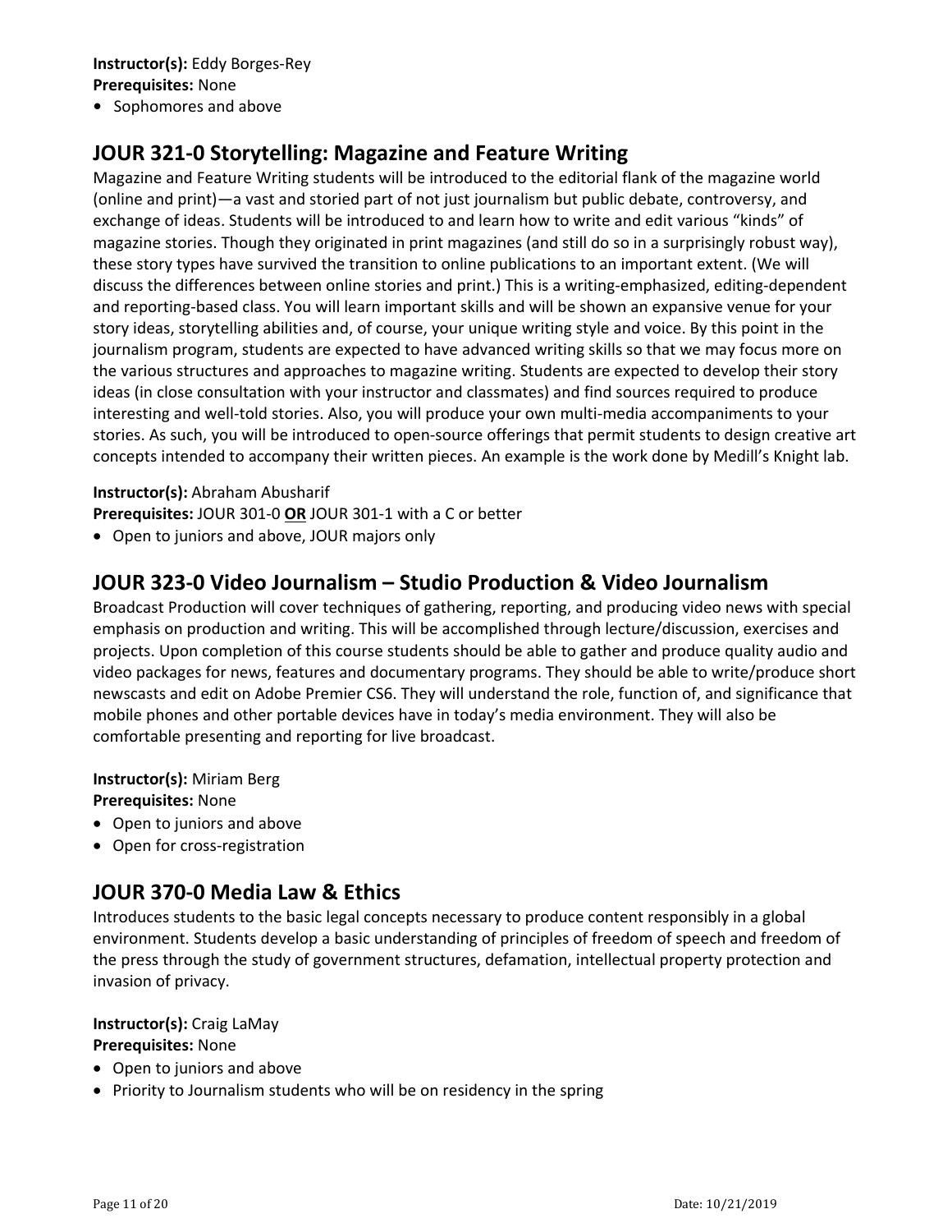**Instructor(s):** Eddy Borges-Rey
**Prerequisites:** None

- Sophomores and above

## JOUR 321-0 Storytelling: Magazine and Feature Writing

Magazine and Feature Writing students will be introduced to the editorial flank of the magazine world (online and print)—a vast and storied part of not just journalism but public debate, controversy, and exchange of ideas. Students will be introduced to and learn how to write and edit various "kinds" of magazine stories. Though they originated in print magazines (and still do so in a surprisingly robust way), these story types have survived the transition to online publications to an important extent. (We will discuss the differences between online stories and print.) This is a writing-emphasized, editing-dependent and reporting-based class. You will learn important skills and will be shown an expansive venue for your story ideas, storytelling abilities and, of course, your unique writing style and voice. By this point in the journalism program, students are expected to have advanced writing skills so that we may focus more on the various structures and approaches to magazine writing. Students are expected to develop their story ideas (in close consultation with your instructor and classmates) and find sources required to produce interesting and well-told stories. Also, you will produce your own multi-media accompaniments to your stories. As such, you will be introduced to open-source offerings that permit students to design creative art concepts intended to accompany their written pieces. An example is the work done by Medill's Knight lab.

**Instructor(s):** Abraham Abusharif
**Prerequisites:** JOUR 301-0 **OR** JOUR 301-1 with a C or better

- Open to juniors and above, JOUR majors only

## JOUR 323-0 Video Journalism – Studio Production & Video Journalism

Broadcast Production will cover techniques of gathering, reporting, and producing video news with special emphasis on production and writing. This will be accomplished through lecture/discussion, exercises and projects. Upon completion of this course students should be able to gather and produce quality audio and video packages for news, features and documentary programs. They should be able to write/produce short newscasts and edit on Adobe Premier CS6. They will understand the role, function of, and significance that mobile phones and other portable devices have in today's media environment. They will also be comfortable presenting and reporting for live broadcast.

**Instructor(s):** Miriam Berg
**Prerequisites:** None

- Open to juniors and above
- Open for cross-registration

## JOUR 370-0 Media Law & Ethics

Introduces students to the basic legal concepts necessary to produce content responsibly in a global environment. Students develop a basic understanding of principles of freedom of speech and freedom of the press through the study of government structures, defamation, intellectual property protection and invasion of privacy.

**Instructor(s):** Craig LaMay
**Prerequisites:** None

- Open to juniors and above
- Priority to Journalism students who will be on residency in the spring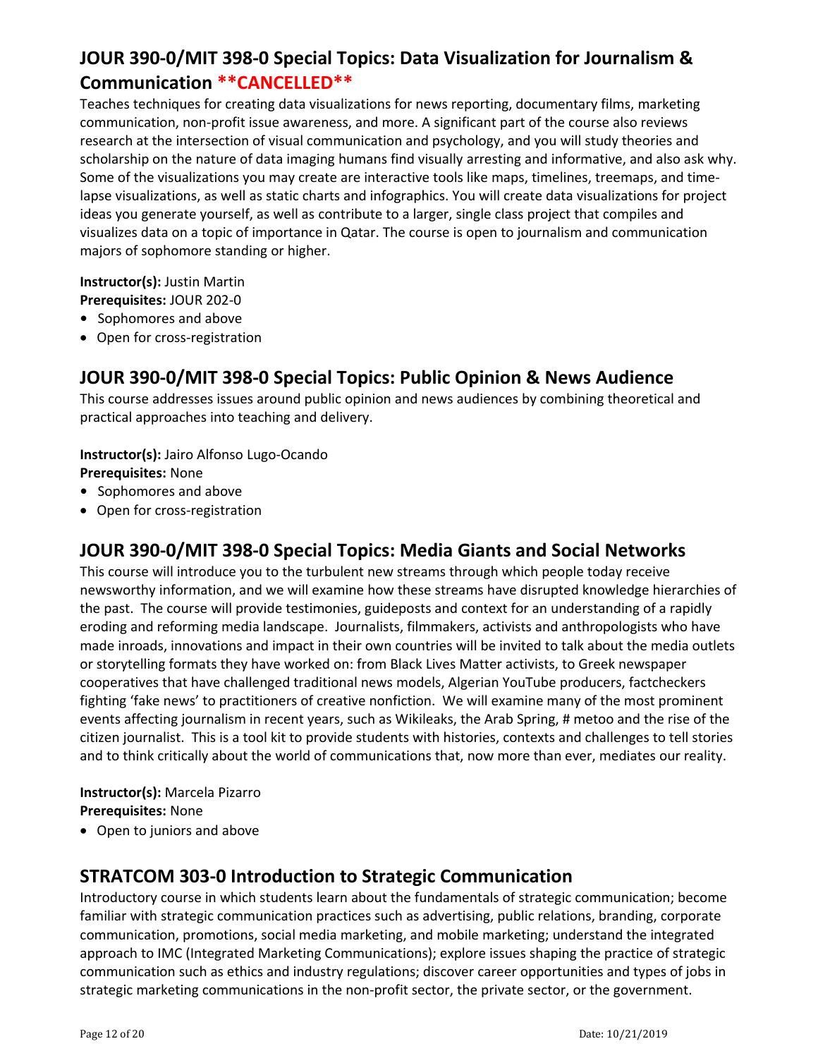## JOUR 390-0/MIT 398-0 Special Topics: Data Visualization for Journalism & Communication **CANCELLED**

Teaches techniques for creating data visualizations for news reporting, documentary films, marketing communication, non-profit issue awareness, and more. A significant part of the course also reviews research at the intersection of visual communication and psychology, and you will study theories and scholarship on the nature of data imaging humans find visually arresting and informative, and also ask why. Some of the visualizations you may create are interactive tools like maps, timelines, treemaps, and time-lapse visualizations, as well as static charts and infographics. You will create data visualizations for project ideas you generate yourself, as well as contribute to a larger, single class project that compiles and visualizes data on a topic of importance in Qatar. The course is open to journalism and communication majors of sophomore standing or higher.

**Instructor(s):** Justin Martin
**Prerequisites:** JOUR 202-0

- Sophomores and above
- Open for cross-registration

## JOUR 390-0/MIT 398-0 Special Topics: Public Opinion & News Audience

This course addresses issues around public opinion and news audiences by combining theoretical and practical approaches into teaching and delivery.

**Instructor(s):** Jairo Alfonso Lugo-Ocando
**Prerequisites:** None

- Sophomores and above
- Open for cross-registration

## JOUR 390-0/MIT 398-0 Special Topics: Media Giants and Social Networks

This course will introduce you to the turbulent new streams through which people today receive newsworthy information, and we will examine how these streams have disrupted knowledge hierarchies of the past. The course will provide testimonies, guideposts and context for an understanding of a rapidly eroding and reforming media landscape. Journalists, filmmakers, activists and anthropologists who have made inroads, innovations and impact in their own countries will be invited to talk about the media outlets or storytelling formats they have worked on: from Black Lives Matter activists, to Greek newspaper cooperatives that have challenged traditional news models, Algerian YouTube producers, factcheckers fighting 'fake news' to practitioners of creative nonfiction. We will examine many of the most prominent events affecting journalism in recent years, such as Wikileaks, the Arab Spring, # metoo and the rise of the citizen journalist. This is a tool kit to provide students with histories, contexts and challenges to tell stories and to think critically about the world of communications that, now more than ever, mediates our reality.

**Instructor(s):** Marcela Pizarro
**Prerequisites:** None

- Open to juniors and above

## STRATCOM 303-0 Introduction to Strategic Communication

Introductory course in which students learn about the fundamentals of strategic communication; become familiar with strategic communication practices such as advertising, public relations, branding, corporate communication, promotions, social media marketing, and mobile marketing; understand the integrated approach to IMC (Integrated Marketing Communications); explore issues shaping the practice of strategic communication such as ethics and industry regulations; discover career opportunities and types of jobs in strategic marketing communications in the non-profit sector, the private sector, or the government.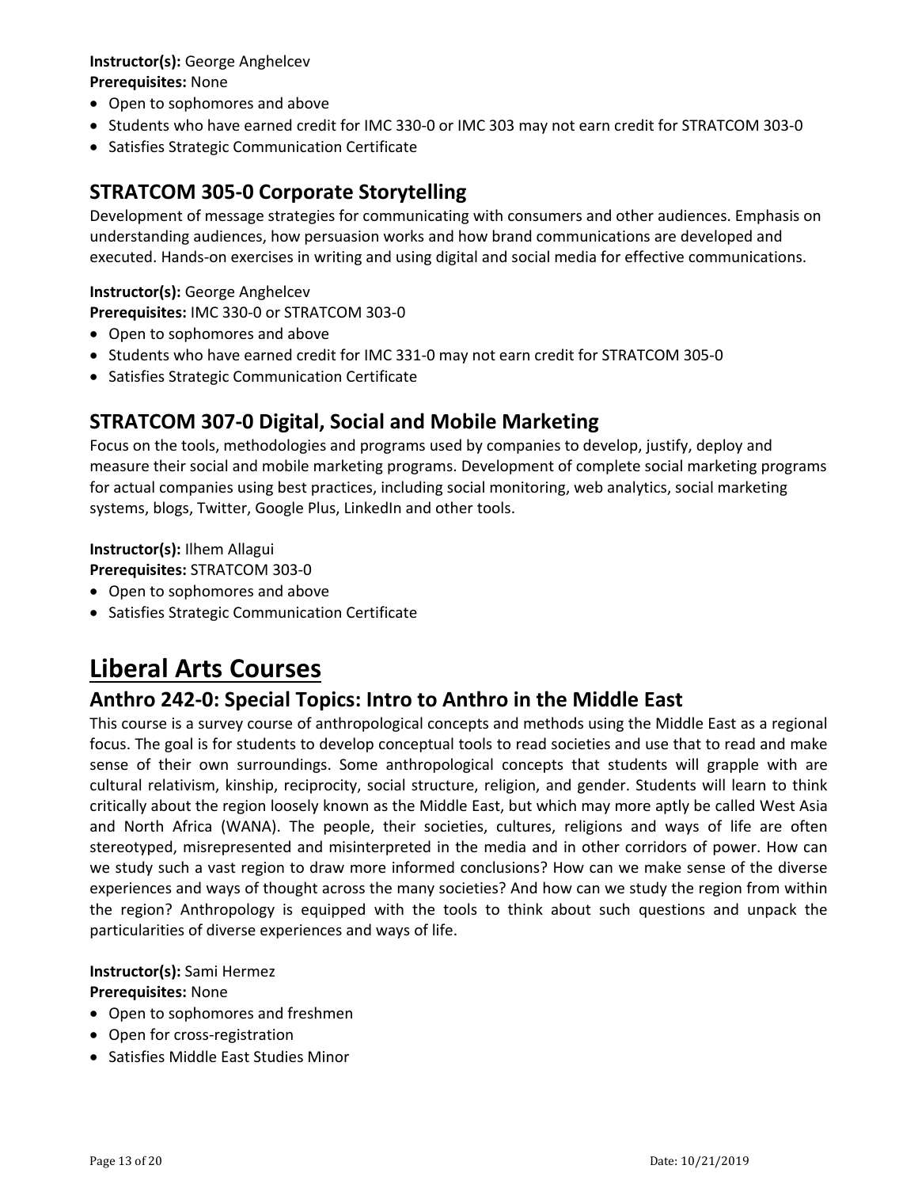**Instructor(s):** George Anghelcev
**Prerequisites:** None

- Open to sophomores and above
- Students who have earned credit for IMC 330-0 or IMC 303 may not earn credit for STRATCOM 303-0
- Satisfies Strategic Communication Certificate

## STRATCOM 305-0 Corporate Storytelling

Development of message strategies for communicating with consumers and other audiences. Emphasis on understanding audiences, how persuasion works and how brand communications are developed and executed. Hands-on exercises in writing and using digital and social media for effective communications.

**Instructor(s):** George Anghelcev
**Prerequisites:** IMC 330-0 or STRATCOM 303-0

- Open to sophomores and above
- Students who have earned credit for IMC 331-0 may not earn credit for STRATCOM 305-0
- Satisfies Strategic Communication Certificate

## STRATCOM 307-0 Digital, Social and Mobile Marketing

Focus on the tools, methodologies and programs used by companies to develop, justify, deploy and measure their social and mobile marketing programs. Development of complete social marketing programs for actual companies using best practices, including social monitoring, web analytics, social marketing systems, blogs, Twitter, Google Plus, LinkedIn and other tools.

**Instructor(s):** Ilhem Allagui
**Prerequisites:** STRATCOM 303-0

- Open to sophomores and above
- Satisfies Strategic Communication Certificate

# Liberal Arts Courses

## Anthro 242-0: Special Topics: Intro to Anthro in the Middle East

This course is a survey course of anthropological concepts and methods using the Middle East as a regional focus. The goal is for students to develop conceptual tools to read societies and use that to read and make sense of their own surroundings. Some anthropological concepts that students will grapple with are cultural relativism, kinship, reciprocity, social structure, religion, and gender. Students will learn to think critically about the region loosely known as the Middle East, but which may more aptly be called West Asia and North Africa (WANA). The people, their societies, cultures, religions and ways of life are often stereotyped, misrepresented and misinterpreted in the media and in other corridors of power. How can we study such a vast region to draw more informed conclusions? How can we make sense of the diverse experiences and ways of thought across the many societies? And how can we study the region from within the region? Anthropology is equipped with the tools to think about such questions and unpack the particularities of diverse experiences and ways of life.

**Instructor(s):** Sami Hermez
**Prerequisites:** None

- Open to sophomores and freshmen
- Open for cross-registration
- Satisfies Middle East Studies Minor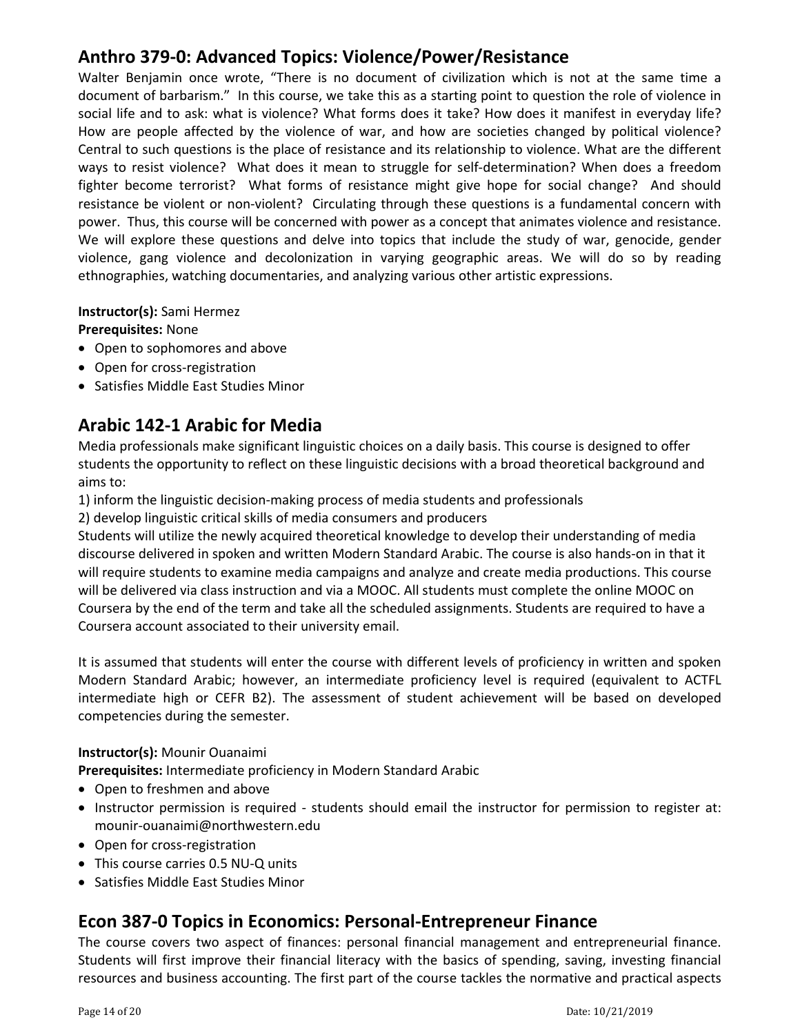## Anthro 379-0: Advanced Topics: Violence/Power/Resistance

Walter Benjamin once wrote, "There is no document of civilization which is not at the same time a document of barbarism." In this course, we take this as a starting point to question the role of violence in social life and to ask: what is violence? What forms does it take? How does it manifest in everyday life? How are people affected by the violence of war, and how are societies changed by political violence? Central to such questions is the place of resistance and its relationship to violence. What are the different ways to resist violence? What does it mean to struggle for self-determination? When does a freedom fighter become terrorist? What forms of resistance might give hope for social change? And should resistance be violent or non-violent? Circulating through these questions is a fundamental concern with power. Thus, this course will be concerned with power as a concept that animates violence and resistance. We will explore these questions and delve into topics that include the study of war, genocide, gender violence, gang violence and decolonization in varying geographic areas. We will do so by reading ethnographies, watching documentaries, and analyzing various other artistic expressions.

**Instructor(s):** Sami Hermez

**Prerequisites:** None

- Open to sophomores and above
- Open for cross-registration
- Satisfies Middle East Studies Minor

## Arabic 142-1 Arabic for Media

Media professionals make significant linguistic choices on a daily basis. This course is designed to offer students the opportunity to reflect on these linguistic decisions with a broad theoretical background and aims to:

1) inform the linguistic decision-making process of media students and professionals
2) develop linguistic critical skills of media consumers and producers

Students will utilize the newly acquired theoretical knowledge to develop their understanding of media discourse delivered in spoken and written Modern Standard Arabic. The course is also hands-on in that it will require students to examine media campaigns and analyze and create media productions. This course will be delivered via class instruction and via a MOOC. All students must complete the online MOOC on Coursera by the end of the term and take all the scheduled assignments. Students are required to have a Coursera account associated to their university email.

It is assumed that students will enter the course with different levels of proficiency in written and spoken Modern Standard Arabic; however, an intermediate proficiency level is required (equivalent to ACTFL intermediate high or CEFR B2). The assessment of student achievement will be based on developed competencies during the semester.

**Instructor(s):** Mounir Ouanaimi

**Prerequisites:** Intermediate proficiency in Modern Standard Arabic

- Open to freshmen and above
- Instructor permission is required - students should email the instructor for permission to register at: mounir-ouanaimi@northwestern.edu
- Open for cross-registration
- This course carries 0.5 NU-Q units
- Satisfies Middle East Studies Minor

## Econ 387-0 Topics in Economics: Personal-Entrepreneur Finance

The course covers two aspect of finances: personal financial management and entrepreneurial finance. Students will first improve their financial literacy with the basics of spending, saving, investing financial resources and business accounting. The first part of the course tackles the normative and practical aspects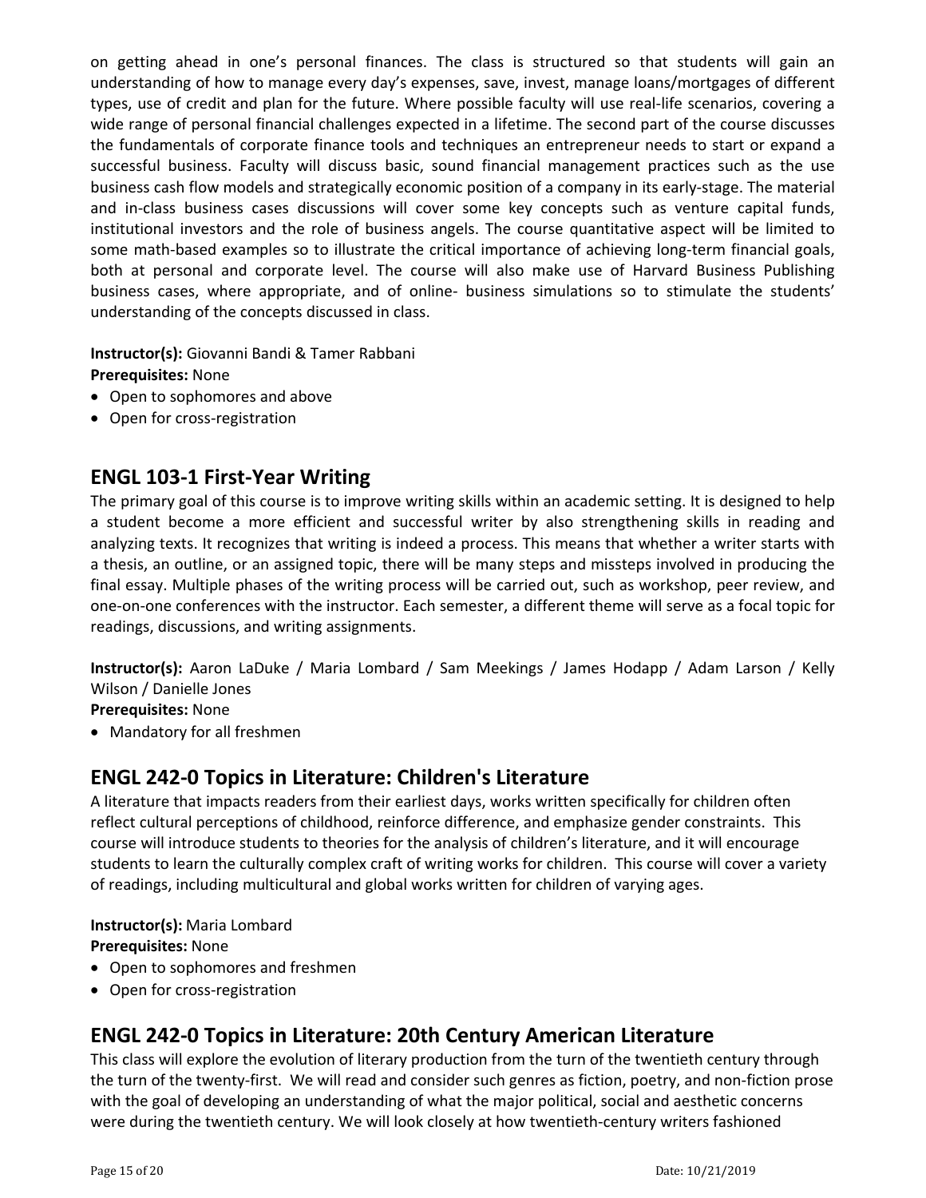on getting ahead in one's personal finances. The class is structured so that students will gain an understanding of how to manage every day's expenses, save, invest, manage loans/mortgages of different types, use of credit and plan for the future. Where possible faculty will use real-life scenarios, covering a wide range of personal financial challenges expected in a lifetime. The second part of the course discusses the fundamentals of corporate finance tools and techniques an entrepreneur needs to start or expand a successful business. Faculty will discuss basic, sound financial management practices such as the use business cash flow models and strategically economic position of a company in its early-stage. The material and in-class business cases discussions will cover some key concepts such as venture capital funds, institutional investors and the role of business angels. The course quantitative aspect will be limited to some math-based examples so to illustrate the critical importance of achieving long-term financial goals, both at personal and corporate level. The course will also make use of Harvard Business Publishing business cases, where appropriate, and of online- business simulations so to stimulate the students' understanding of the concepts discussed in class.

**Instructor(s):** Giovanni Bandi & Tamer Rabbani
**Prerequisites:** None

- Open to sophomores and above
- Open for cross-registration

## ENGL 103-1 First-Year Writing

The primary goal of this course is to improve writing skills within an academic setting. It is designed to help a student become a more efficient and successful writer by also strengthening skills in reading and analyzing texts. It recognizes that writing is indeed a process. This means that whether a writer starts with a thesis, an outline, or an assigned topic, there will be many steps and missteps involved in producing the final essay. Multiple phases of the writing process will be carried out, such as workshop, peer review, and one-on-one conferences with the instructor. Each semester, a different theme will serve as a focal topic for readings, discussions, and writing assignments.

**Instructor(s):** Aaron LaDuke / Maria Lombard / Sam Meekings / James Hodapp / Adam Larson / Kelly Wilson / Danielle Jones
**Prerequisites:** None

- Mandatory for all freshmen

## ENGL 242-0 Topics in Literature: Children's Literature

A literature that impacts readers from their earliest days, works written specifically for children often reflect cultural perceptions of childhood, reinforce difference, and emphasize gender constraints. This course will introduce students to theories for the analysis of children's literature, and it will encourage students to learn the culturally complex craft of writing works for children. This course will cover a variety of readings, including multicultural and global works written for children of varying ages.

**Instructor(s):** Maria Lombard
**Prerequisites:** None

- Open to sophomores and freshmen
- Open for cross-registration

## ENGL 242-0 Topics in Literature: 20th Century American Literature

This class will explore the evolution of literary production from the turn of the twentieth century through the turn of the twenty-first. We will read and consider such genres as fiction, poetry, and non-fiction prose with the goal of developing an understanding of what the major political, social and aesthetic concerns were during the twentieth century. We will look closely at how twentieth-century writers fashioned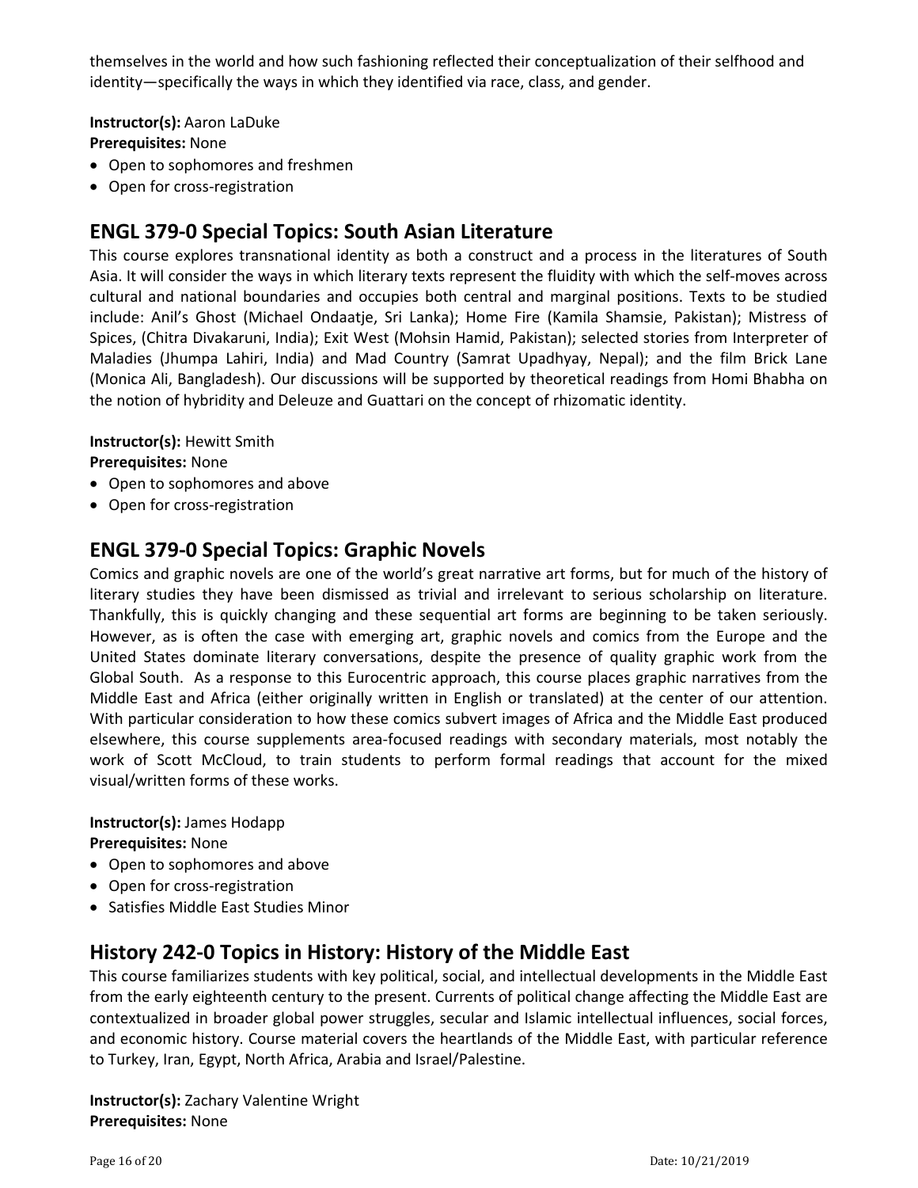themselves in the world and how such fashioning reflected their conceptualization of their selfhood and identity—specifically the ways in which they identified via race, class, and gender.

**Instructor(s):** Aaron LaDuke
**Prerequisites:** None

- Open to sophomores and freshmen
- Open for cross-registration

## ENGL 379-0 Special Topics: South Asian Literature

This course explores transnational identity as both a construct and a process in the literatures of South Asia. It will consider the ways in which literary texts represent the fluidity with which the self-moves across cultural and national boundaries and occupies both central and marginal positions. Texts to be studied include: Anil's Ghost (Michael Ondaatje, Sri Lanka); Home Fire (Kamila Shamsie, Pakistan); Mistress of Spices, (Chitra Divakaruni, India); Exit West (Mohsin Hamid, Pakistan); selected stories from Interpreter of Maladies (Jhumpa Lahiri, India) and Mad Country (Samrat Upadhyay, Nepal); and the film Brick Lane (Monica Ali, Bangladesh). Our discussions will be supported by theoretical readings from Homi Bhabha on the notion of hybridity and Deleuze and Guattari on the concept of rhizomatic identity.

**Instructor(s):** Hewitt Smith
**Prerequisites:** None

- Open to sophomores and above
- Open for cross-registration

## ENGL 379-0 Special Topics: Graphic Novels

Comics and graphic novels are one of the world's great narrative art forms, but for much of the history of literary studies they have been dismissed as trivial and irrelevant to serious scholarship on literature. Thankfully, this is quickly changing and these sequential art forms are beginning to be taken seriously. However, as is often the case with emerging art, graphic novels and comics from the Europe and the United States dominate literary conversations, despite the presence of quality graphic work from the Global South. As a response to this Eurocentric approach, this course places graphic narratives from the Middle East and Africa (either originally written in English or translated) at the center of our attention. With particular consideration to how these comics subvert images of Africa and the Middle East produced elsewhere, this course supplements area-focused readings with secondary materials, most notably the work of Scott McCloud, to train students to perform formal readings that account for the mixed visual/written forms of these works.

**Instructor(s):** James Hodapp
**Prerequisites:** None

- Open to sophomores and above
- Open for cross-registration
- Satisfies Middle East Studies Minor

## History 242-0 Topics in History: History of the Middle East

This course familiarizes students with key political, social, and intellectual developments in the Middle East from the early eighteenth century to the present. Currents of political change affecting the Middle East are contextualized in broader global power struggles, secular and Islamic intellectual influences, social forces, and economic history. Course material covers the heartlands of the Middle East, with particular reference to Turkey, Iran, Egypt, North Africa, Arabia and Israel/Palestine.

**Instructor(s):** Zachary Valentine Wright
**Prerequisites:** None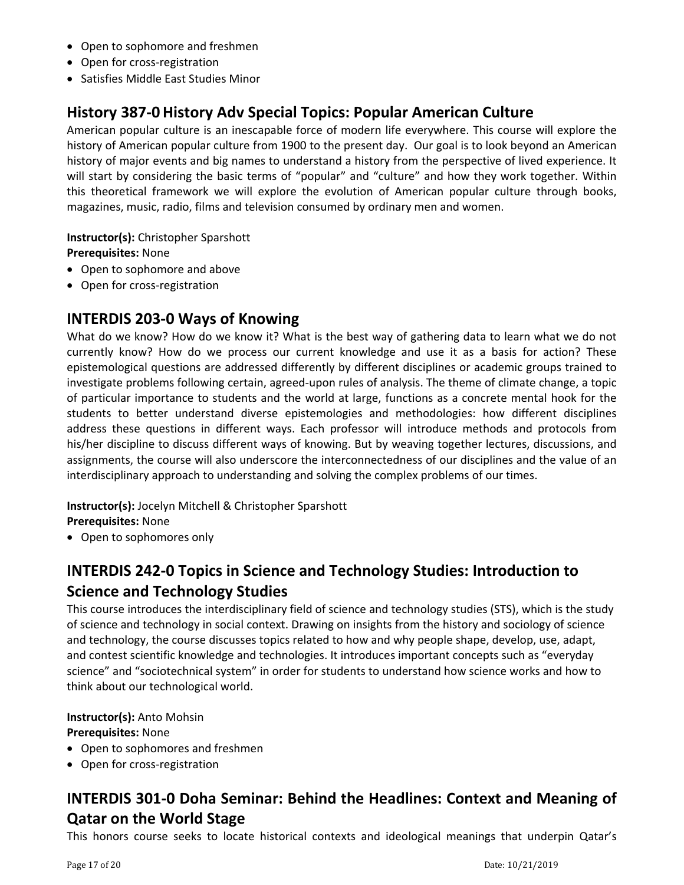- Open to sophomore and freshmen
- Open for cross-registration
- Satisfies Middle East Studies Minor

## History 387-0 History Adv Special Topics: Popular American Culture

American popular culture is an inescapable force of modern life everywhere. This course will explore the history of American popular culture from 1900 to the present day. Our goal is to look beyond an American history of major events and big names to understand a history from the perspective of lived experience. It will start by considering the basic terms of "popular" and "culture" and how they work together. Within this theoretical framework we will explore the evolution of American popular culture through books, magazines, music, radio, films and television consumed by ordinary men and women.

**Instructor(s):** Christopher Sparshott
**Prerequisites:** None

- Open to sophomore and above
- Open for cross-registration

## INTERDIS 203-0 Ways of Knowing

What do we know? How do we know it? What is the best way of gathering data to learn what we do not currently know? How do we process our current knowledge and use it as a basis for action? These epistemological questions are addressed differently by different disciplines or academic groups trained to investigate problems following certain, agreed-upon rules of analysis. The theme of climate change, a topic of particular importance to students and the world at large, functions as a concrete mental hook for the students to better understand diverse epistemologies and methodologies: how different disciplines address these questions in different ways. Each professor will introduce methods and protocols from his/her discipline to discuss different ways of knowing. But by weaving together lectures, discussions, and assignments, the course will also underscore the interconnectedness of our disciplines and the value of an interdisciplinary approach to understanding and solving the complex problems of our times.

**Instructor(s):** Jocelyn Mitchell & Christopher Sparshott
**Prerequisites:** None

- Open to sophomores only

## INTERDIS 242-0 Topics in Science and Technology Studies: Introduction to Science and Technology Studies

This course introduces the interdisciplinary field of science and technology studies (STS), which is the study of science and technology in social context. Drawing on insights from the history and sociology of science and technology, the course discusses topics related to how and why people shape, develop, use, adapt, and contest scientific knowledge and technologies. It introduces important concepts such as "everyday science" and "sociotechnical system" in order for students to understand how science works and how to think about our technological world.

**Instructor(s):** Anto Mohsin
**Prerequisites:** None

- Open to sophomores and freshmen
- Open for cross-registration

## INTERDIS 301-0 Doha Seminar: Behind the Headlines: Context and Meaning of Qatar on the World Stage

This honors course seeks to locate historical contexts and ideological meanings that underpin Qatar's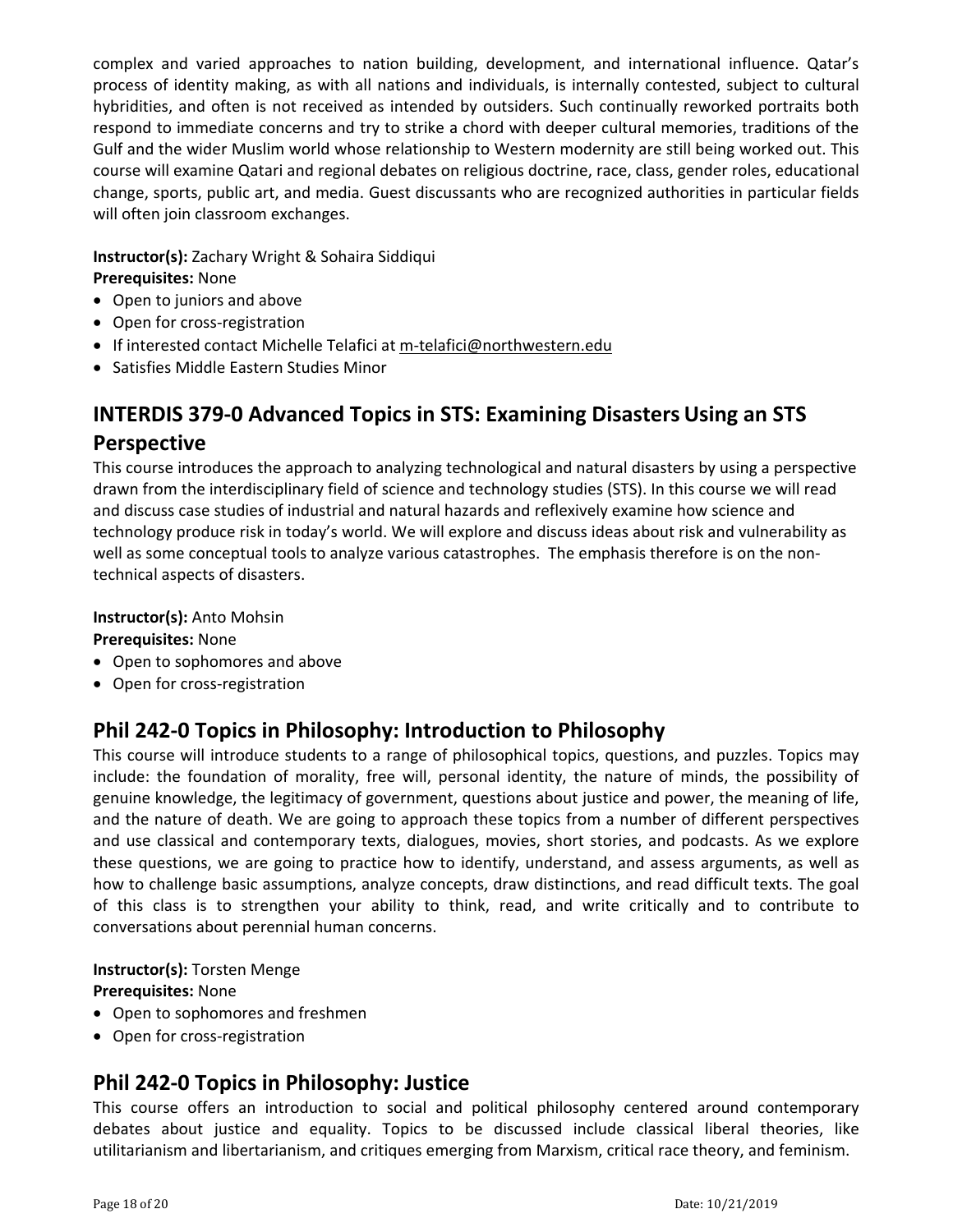complex and varied approaches to nation building, development, and international influence. Qatar's process of identity making, as with all nations and individuals, is internally contested, subject to cultural hybridities, and often is not received as intended by outsiders. Such continually reworked portraits both respond to immediate concerns and try to strike a chord with deeper cultural memories, traditions of the Gulf and the wider Muslim world whose relationship to Western modernity are still being worked out. This course will examine Qatari and regional debates on religious doctrine, race, class, gender roles, educational change, sports, public art, and media. Guest discussants who are recognized authorities in particular fields will often join classroom exchanges.

**Instructor(s):** Zachary Wright & Sohaira Siddiqui
**Prerequisites:** None

- Open to juniors and above
- Open for cross-registration
- If interested contact Michelle Telafici at m-telafici@northwestern.edu
- Satisfies Middle Eastern Studies Minor

## INTERDIS 379-0 Advanced Topics in STS: Examining Disasters Using an STS Perspective

This course introduces the approach to analyzing technological and natural disasters by using a perspective drawn from the interdisciplinary field of science and technology studies (STS). In this course we will read and discuss case studies of industrial and natural hazards and reflexively examine how science and technology produce risk in today's world. We will explore and discuss ideas about risk and vulnerability as well as some conceptual tools to analyze various catastrophes. The emphasis therefore is on the non-technical aspects of disasters.

**Instructor(s):** Anto Mohsin
**Prerequisites:** None

- Open to sophomores and above
- Open for cross-registration

## Phil 242-0 Topics in Philosophy: Introduction to Philosophy

This course will introduce students to a range of philosophical topics, questions, and puzzles. Topics may include: the foundation of morality, free will, personal identity, the nature of minds, the possibility of genuine knowledge, the legitimacy of government, questions about justice and power, the meaning of life, and the nature of death. We are going to approach these topics from a number of different perspectives and use classical and contemporary texts, dialogues, movies, short stories, and podcasts. As we explore these questions, we are going to practice how to identify, understand, and assess arguments, as well as how to challenge basic assumptions, analyze concepts, draw distinctions, and read difficult texts. The goal of this class is to strengthen your ability to think, read, and write critically and to contribute to conversations about perennial human concerns.

**Instructor(s):** Torsten Menge
**Prerequisites:** None

- Open to sophomores and freshmen
- Open for cross-registration

## Phil 242-0 Topics in Philosophy: Justice

This course offers an introduction to social and political philosophy centered around contemporary debates about justice and equality. Topics to be discussed include classical liberal theories, like utilitarianism and libertarianism, and critiques emerging from Marxism, critical race theory, and feminism.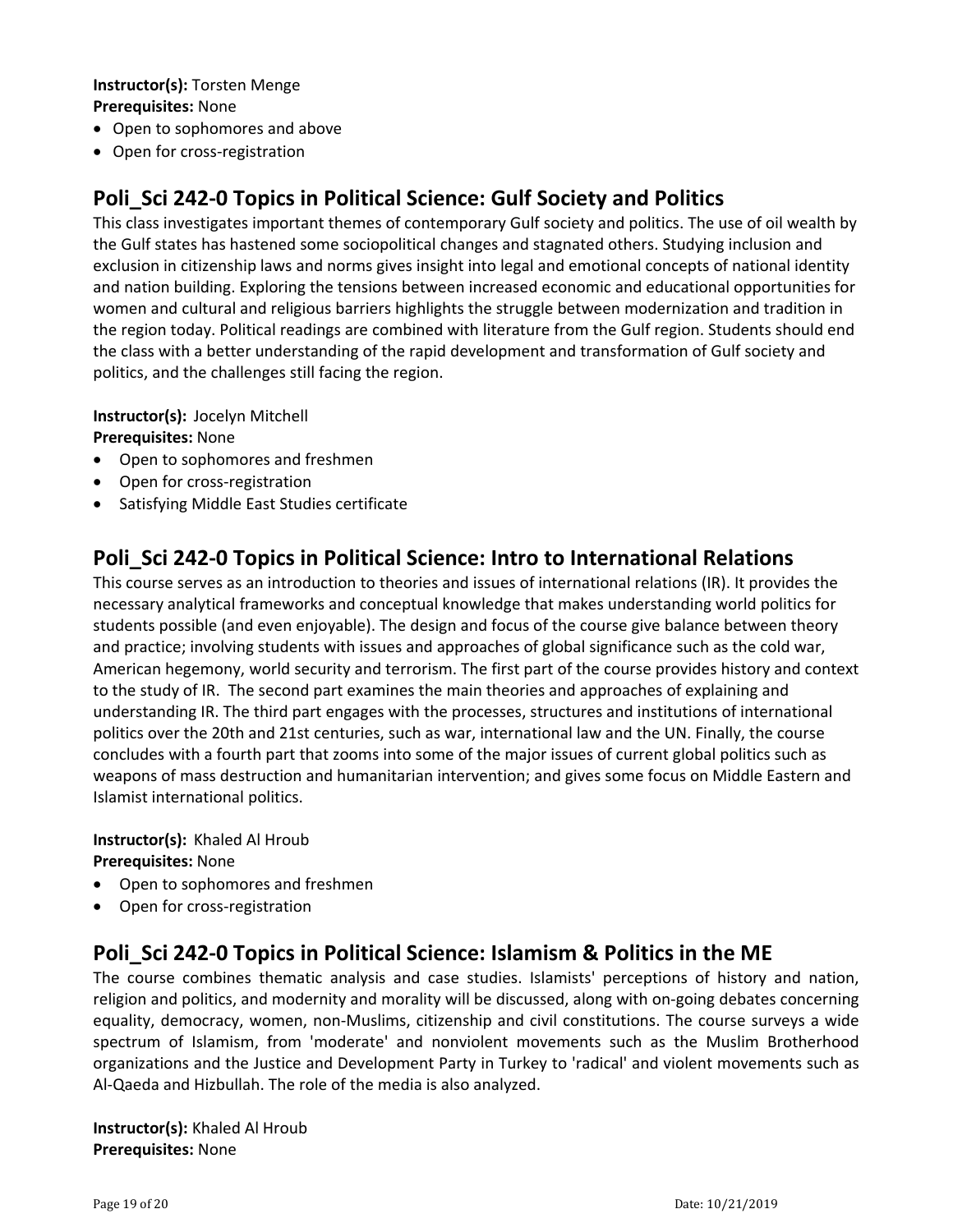**Instructor(s):** Torsten Menge
**Prerequisites:** None

- Open to sophomores and above
- Open for cross-registration

## Poli_Sci 242-0 Topics in Political Science: Gulf Society and Politics

This class investigates important themes of contemporary Gulf society and politics. The use of oil wealth by the Gulf states has hastened some sociopolitical changes and stagnated others. Studying inclusion and exclusion in citizenship laws and norms gives insight into legal and emotional concepts of national identity and nation building. Exploring the tensions between increased economic and educational opportunities for women and cultural and religious barriers highlights the struggle between modernization and tradition in the region today. Political readings are combined with literature from the Gulf region. Students should end the class with a better understanding of the rapid development and transformation of Gulf society and politics, and the challenges still facing the region.

**Instructor(s):** Jocelyn Mitchell
**Prerequisites:** None

- Open to sophomores and freshmen
- Open for cross-registration
- Satisfying Middle East Studies certificate

## Poli_Sci 242-0 Topics in Political Science: Intro to International Relations

This course serves as an introduction to theories and issues of international relations (IR). It provides the necessary analytical frameworks and conceptual knowledge that makes understanding world politics for students possible (and even enjoyable). The design and focus of the course give balance between theory and practice; involving students with issues and approaches of global significance such as the cold war, American hegemony, world security and terrorism. The first part of the course provides history and context to the study of IR. The second part examines the main theories and approaches of explaining and understanding IR. The third part engages with the processes, structures and institutions of international politics over the 20th and 21st centuries, such as war, international law and the UN. Finally, the course concludes with a fourth part that zooms into some of the major issues of current global politics such as weapons of mass destruction and humanitarian intervention; and gives some focus on Middle Eastern and Islamist international politics.

**Instructor(s):** Khaled Al Hroub
**Prerequisites:** None

- Open to sophomores and freshmen
- Open for cross-registration

## Poli_Sci 242-0 Topics in Political Science: Islamism & Politics in the ME

The course combines thematic analysis and case studies. Islamists' perceptions of history and nation, religion and politics, and modernity and morality will be discussed, along with on-going debates concerning equality, democracy, women, non-Muslims, citizenship and civil constitutions. The course surveys a wide spectrum of Islamism, from 'moderate' and nonviolent movements such as the Muslim Brotherhood organizations and the Justice and Development Party in Turkey to 'radical' and violent movements such as Al-Qaeda and Hizbullah. The role of the media is also analyzed.

**Instructor(s):** Khaled Al Hroub
**Prerequisites:** None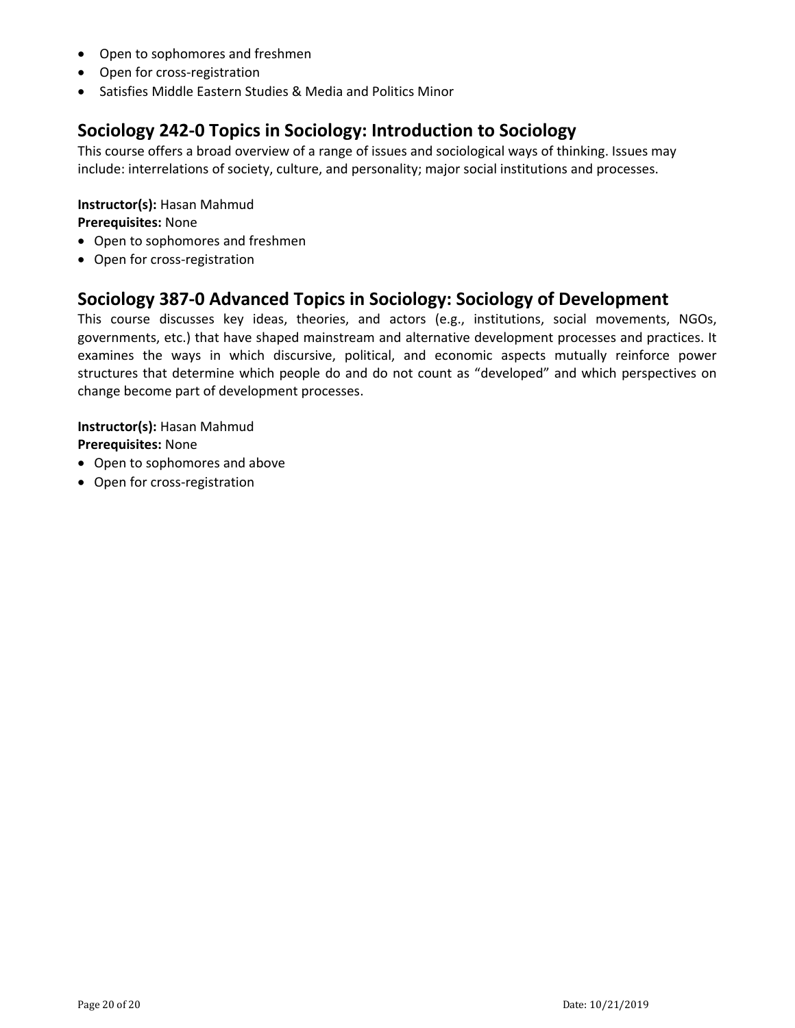- Open to sophomores and freshmen
- Open for cross-registration
- Satisfies Middle Eastern Studies & Media and Politics Minor

## Sociology 242-0 Topics in Sociology: Introduction to Sociology

This course offers a broad overview of a range of issues and sociological ways of thinking. Issues may include: interrelations of society, culture, and personality; major social institutions and processes.

**Instructor(s):** Hasan Mahmud
**Prerequisites:** None

- Open to sophomores and freshmen
- Open for cross-registration

## Sociology 387-0 Advanced Topics in Sociology: Sociology of Development

This course discusses key ideas, theories, and actors (e.g., institutions, social movements, NGOs, governments, etc.) that have shaped mainstream and alternative development processes and practices. It examines the ways in which discursive, political, and economic aspects mutually reinforce power structures that determine which people do and do not count as "developed" and which perspectives on change become part of development processes.

**Instructor(s):** Hasan Mahmud
**Prerequisites:** None

- Open to sophomores and above
- Open for cross-registration

Date: 10/21/2019